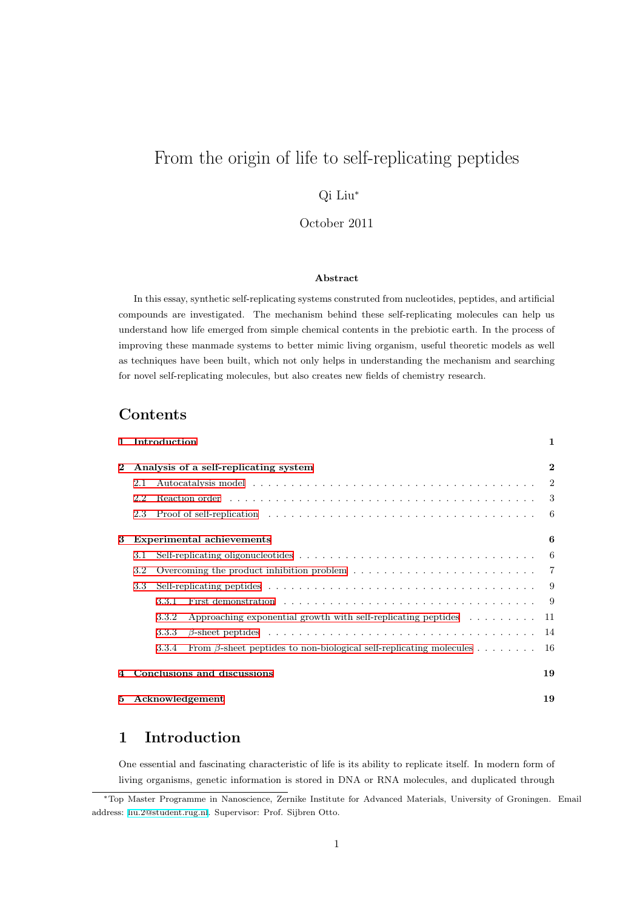# From the origin of life to self-replicating peptides

Qi Liu*

October 2011

### Abstract

In this essay, synthetic self-replicating systems construted from nucleotides, peptides, and artificial compounds are investigated. The mechanism behind these self-replicating molecules can help us understand how life emerged from simple chemical contents in the prebiotic earth. In the process of improving these manmade systems to better mimic living organism, useful theoretic models as well as techniques have been built, which not only helps in understanding the mechanism and searching for novel self-replicating molecules, but also creates new fields of chemistry research.

## Contents

- **1 Introduction** — 1
- **2 Analysis of a self-replicating system** — 2
  - 2.1 Autocatalysis model — 2
  - 2.2 Reaction order — 3
  - 2.3 Proof of self-replication — 6
- **3 Experimental achievements** — 6
  - 3.1 Self-replicating oligonucleotides — 6
  - 3.2 Overcoming the product inhibition problem — 7
  - 3.3 Self-replicating peptides — 9
    - 3.3.1 First demonstration — 9
    - 3.3.2 Approaching exponential growth with self-replicating peptides — 11
    - 3.3.3 $\beta$-sheet peptides — 14
    - 3.3.4 From $\beta$-sheet peptides to non-biological self-replicating molecules — 16
- **4 Conclusions and discussions** — 19
- **5 Acknowledgement** — 19

## 1 Introduction

One essential and fascinating characteristic of life is its ability to replicate itself. In modern form of living organisms, genetic information is stored in DNA or RNA molecules, and duplicated through

*Top Master Programme in Nanoscience, Zernike Institute for Advanced Materials, University of Groningen. Email address: liu.2@student.rug.nl. Supervisor: Prof. Sijbren Otto.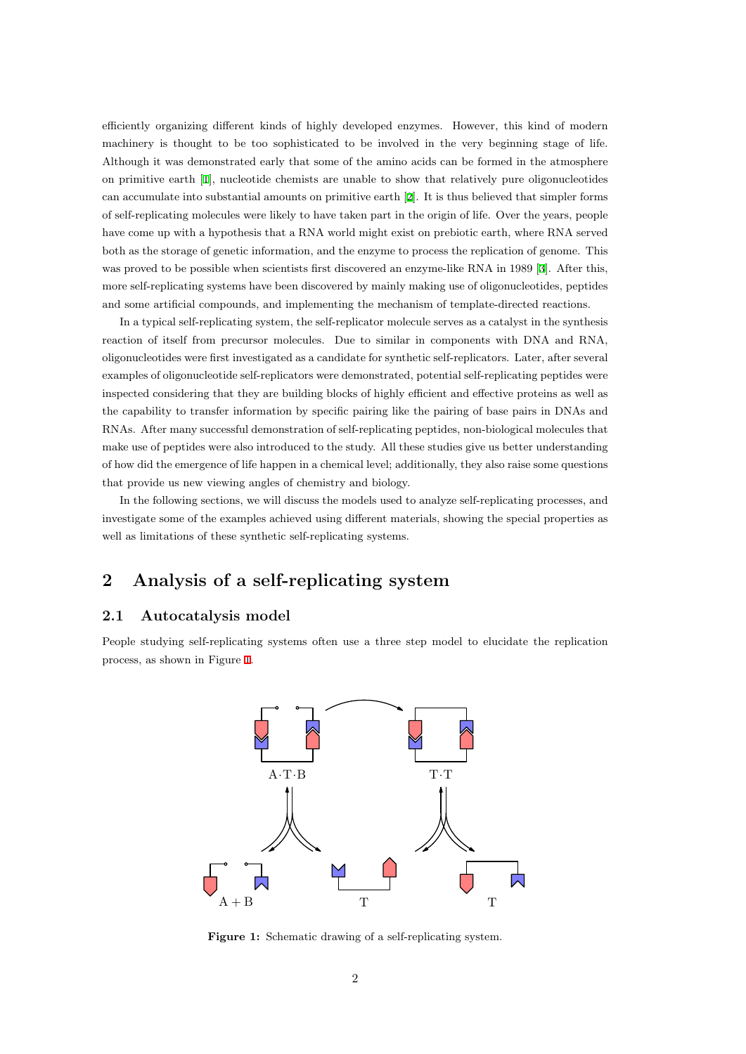efficiently organizing different kinds of highly developed enzymes. However, this kind of modern machinery is thought to be too sophisticated to be involved in the very beginning stage of life. Although it was demonstrated early that some of the amino acids can be formed in the atmosphere on primitive earth [1], nucleotide chemists are unable to show that relatively pure oligonucleotides can accumulate into substantial amounts on primitive earth [2]. It is thus believed that simpler forms of self-replicating molecules were likely to have taken part in the origin of life. Over the years, people have come up with a hypothesis that a RNA world might exist on prebiotic earth, where RNA served both as the storage of genetic information, and the enzyme to process the replication of genome. This was proved to be possible when scientists first discovered an enzyme-like RNA in 1989 [3]. After this, more self-replicating systems have been discovered by mainly making use of oligonucleotides, peptides and some artificial compounds, and implementing the mechanism of template-directed reactions.

In a typical self-replicating system, the self-replicator molecule serves as a catalyst in the synthesis reaction of itself from precursor molecules. Due to similar in components with DNA and RNA, oligonucleotides were first investigated as a candidate for synthetic self-replicators. Later, after several examples of oligonucleotide self-replicators were demonstrated, potential self-replicating peptides were inspected considering that they are building blocks of highly efficient and effective proteins as well as the capability to transfer information by specific pairing like the pairing of base pairs in DNAs and RNAs. After many successful demonstration of self-replicating peptides, non-biological molecules that make use of peptides were also introduced to the study. All these studies give us better understanding of how did the emergence of life happen in a chemical level; additionally, they also raise some questions that provide us new viewing angles of chemistry and biology.

In the following sections, we will discuss the models used to analyze self-replicating processes, and investigate some of the examples achieved using different materials, showing the special properties as well as limitations of these synthetic self-replicating systems.

## 2 Analysis of a self-replicating system

### 2.1 Autocatalysis model

People studying self-replicating systems often use a three step model to elucidate the replication process, as shown in Figure 1.

**Figure 1:** Schematic drawing of a self-replicating system.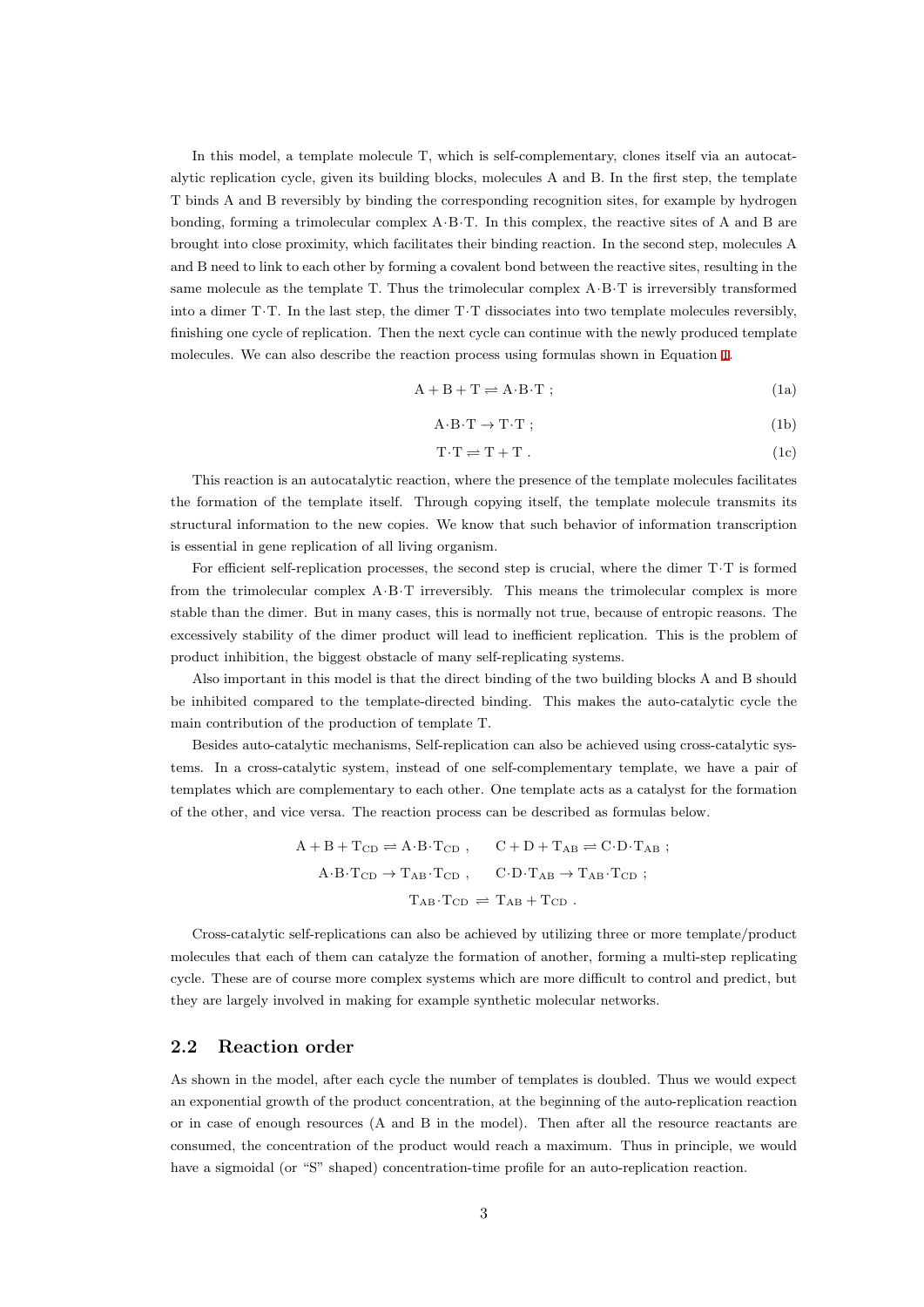In this model, a template molecule T, which is self-complementary, clones itself via an autocatalytic replication cycle, given its building blocks, molecules A and B. In the first step, the template T binds A and B reversibly by binding the corresponding recognition sites, for example by hydrogen bonding, forming a trimolecular complex A·B·T. In this complex, the reactive sites of A and B are brought into close proximity, which facilitates their binding reaction. In the second step, molecules A and B need to link to each other by forming a covalent bond between the reactive sites, resulting in the same molecule as the template T. Thus the trimolecular complex A·B·T is irreversibly transformed into a dimer T·T. In the last step, the dimer T·T dissociates into two template molecules reversibly, finishing one cycle of replication. Then the next cycle can continue with the newly produced template molecules. We can also describe the reaction process using formulas shown in Equation 1.

$$\mathrm{A} + \mathrm{B} + \mathrm{T} \rightleftharpoons \mathrm{A{\cdot}B{\cdot}T} \; ; \tag{1a}$$

$$\mathrm{A{\cdot}B{\cdot}T} \rightarrow \mathrm{T{\cdot}T} \; ; \tag{1b}$$

$$\mathrm{T{\cdot}T} \rightleftharpoons \mathrm{T} + \mathrm{T} \; . \tag{1c}$$

This reaction is an autocatalytic reaction, where the presence of the template molecules facilitates the formation of the template itself. Through copying itself, the template molecule transmits its structural information to the new copies. We know that such behavior of information transcription is essential in gene replication of all living organism.

For efficient self-replication processes, the second step is crucial, where the dimer T·T is formed from the trimolecular complex A·B·T irreversibly. This means the trimolecular complex is more stable than the dimer. But in many cases, this is normally not true, because of entropic reasons. The excessively stability of the dimer product will lead to inefficient replication. This is the problem of product inhibition, the biggest obstacle of many self-replicating systems.

Also important in this model is that the direct binding of the two building blocks A and B should be inhibited compared to the template-directed binding. This makes the auto-catalytic cycle the main contribution of the production of template T.

Besides auto-catalytic mechanisms, Self-replication can also be achieved using cross-catalytic systems. In a cross-catalytic system, instead of one self-complementary template, we have a pair of templates which are complementary to each other. One template acts as a catalyst for the formation of the other, and vice versa. The reaction process can be described as formulas below.

$$\mathrm{A} + \mathrm{B} + \mathrm{T_{CD}} \rightleftharpoons \mathrm{A{\cdot}B{\cdot}T_{CD}} \; , \qquad \mathrm{C} + \mathrm{D} + \mathrm{T_{AB}} \rightleftharpoons \mathrm{C{\cdot}D{\cdot}T_{AB}} \; ;$$

$$\mathrm{A{\cdot}B{\cdot}T_{CD}} \rightarrow \mathrm{T_{AB}{\cdot}T_{CD}} \; , \qquad \mathrm{C{\cdot}D{\cdot}T_{AB}} \rightarrow \mathrm{T_{AB}{\cdot}T_{CD}} \; ;$$

$$\mathrm{T_{AB}{\cdot}T_{CD}} \rightleftharpoons \mathrm{T_{AB}} + \mathrm{T_{CD}} \; .$$

Cross-catalytic self-replications can also be achieved by utilizing three or more template/product molecules that each of them can catalyze the formation of another, forming a multi-step replicating cycle. These are of course more complex systems which are more difficult to control and predict, but they are largely involved in making for example synthetic molecular networks.

## 2.2 Reaction order

As shown in the model, after each cycle the number of templates is doubled. Thus we would expect an exponential growth of the product concentration, at the beginning of the auto-replication reaction or in case of enough resources (A and B in the model). Then after all the resource reactants are consumed, the concentration of the product would reach a maximum. Thus in principle, we would have a sigmoidal (or "S" shaped) concentration-time profile for an auto-replication reaction.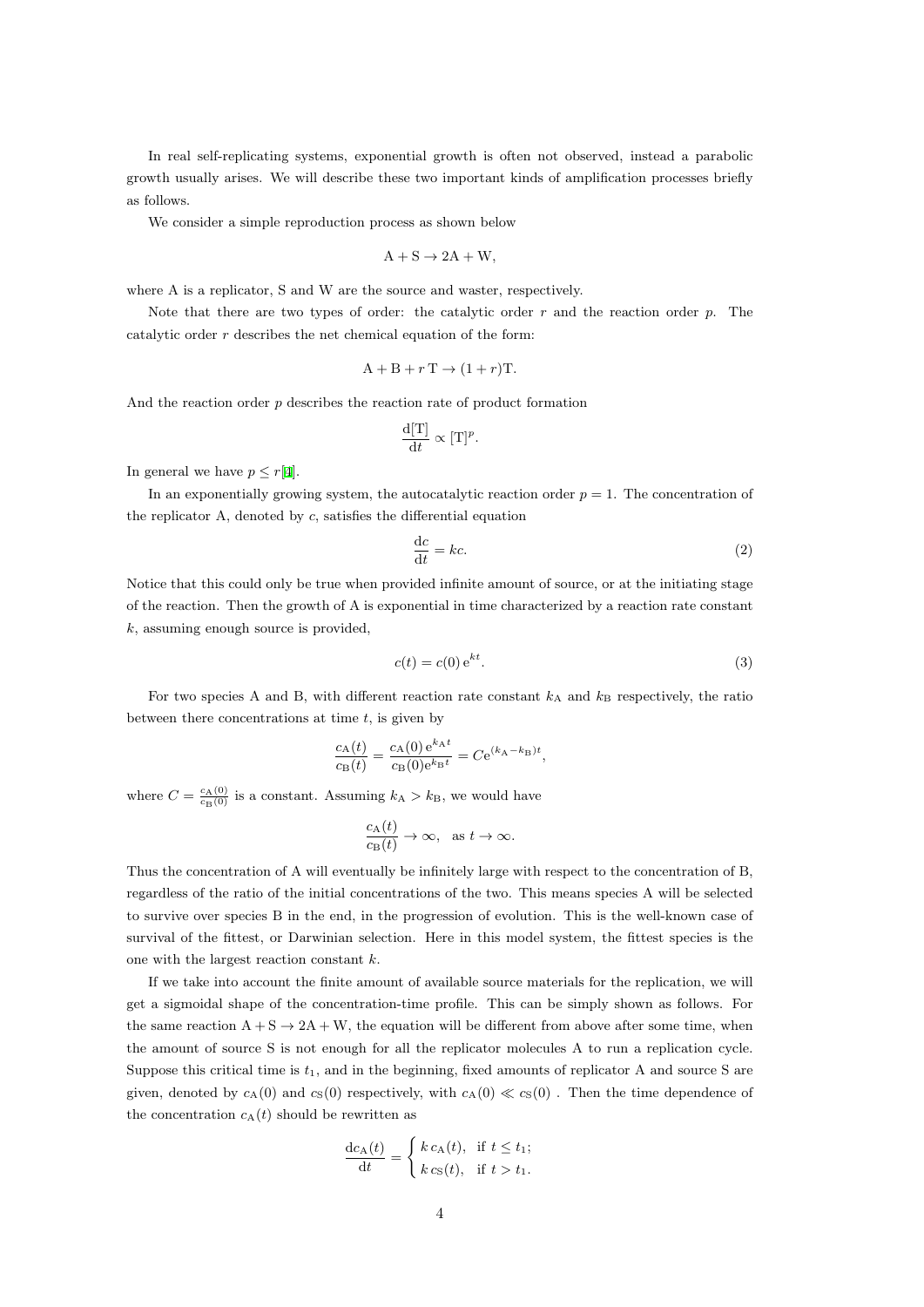In real self-replicating systems, exponential growth is often not observed, instead a parabolic growth usually arises. We will describe these two important kinds of amplification processes briefly as follows.

We consider a simple reproduction process as shown below

$$\mathrm{A} + \mathrm{S} \rightarrow 2\mathrm{A} + \mathrm{W},$$

where A is a replicator, S and W are the source and waster, respectively.

Note that there are two types of order: the catalytic order $r$ and the reaction order $p$. The catalytic order $r$ describes the net chemical equation of the form:

$$\mathrm{A} + \mathrm{B} + r\,\mathrm{T} \rightarrow (1+r)\mathrm{T}.$$

And the reaction order $p$ describes the reaction rate of product formation

$$\frac{\mathrm{d}[\mathrm{T}]}{\mathrm{d}t} \propto [\mathrm{T}]^p.$$

In general we have $p \leq r$[4].

In an exponentially growing system, the autocatalytic reaction order $p = 1$. The concentration of the replicator A, denoted by $c$, satisfies the differential equation

$$\frac{\mathrm{d}c}{\mathrm{d}t} = kc. \tag{2}$$

Notice that this could only be true when provided infinite amount of source, or at the initiating stage of the reaction. Then the growth of A is exponential in time characterized by a reaction rate constant $k$, assuming enough source is provided,

$$c(t) = c(0)\,\mathrm{e}^{kt}. \tag{3}$$

For two species A and B, with different reaction rate constant $k_\mathrm{A}$ and $k_\mathrm{B}$ respectively, the ratio between there concentrations at time $t$, is given by

$$\frac{c_\mathrm{A}(t)}{c_\mathrm{B}(t)} = \frac{c_\mathrm{A}(0)\,\mathrm{e}^{k_\mathrm{A}t}}{c_\mathrm{B}(0)\mathrm{e}^{k_\mathrm{B}t}} = C\mathrm{e}^{(k_\mathrm{A}-k_\mathrm{B})t},$$

where $C = \frac{c_\mathrm{A}(0)}{c_\mathrm{B}(0)}$ is a constant. Assuming $k_\mathrm{A} > k_\mathrm{B}$, we would have

$$\frac{c_\mathrm{A}(t)}{c_\mathrm{B}(t)} \rightarrow \infty, \quad \text{as } t \rightarrow \infty.$$

Thus the concentration of A will eventually be infinitely large with respect to the concentration of B, regardless of the ratio of the initial concentrations of the two. This means species A will be selected to survive over species B in the end, in the progression of evolution. This is the well-known case of survival of the fittest, or Darwinian selection. Here in this model system, the fittest species is the one with the largest reaction constant $k$.

If we take into account the finite amount of available source materials for the replication, we will get a sigmoidal shape of the concentration-time profile. This can be simply shown as follows. For the same reaction $\mathrm{A} + \mathrm{S} \rightarrow 2\mathrm{A} + \mathrm{W}$, the equation will be different from above after some time, when the amount of source S is not enough for all the replicator molecules A to run a replication cycle. Suppose this critical time is $t_1$, and in the beginning, fixed amounts of replicator A and source S are given, denoted by $c_\mathrm{A}(0)$ and $c_\mathrm{S}(0)$ respectively, with $c_\mathrm{A}(0) \ll c_\mathrm{S}(0)$ . Then the time dependence of the concentration $c_\mathrm{A}(t)$ should be rewritten as

$$\frac{\mathrm{d}c_\mathrm{A}(t)}{\mathrm{d}t} = \begin{cases} k\,c_\mathrm{A}(t), & \text{if } t \leq t_1; \\ k\,c_\mathrm{S}(t), & \text{if } t > t_1. \end{cases}$$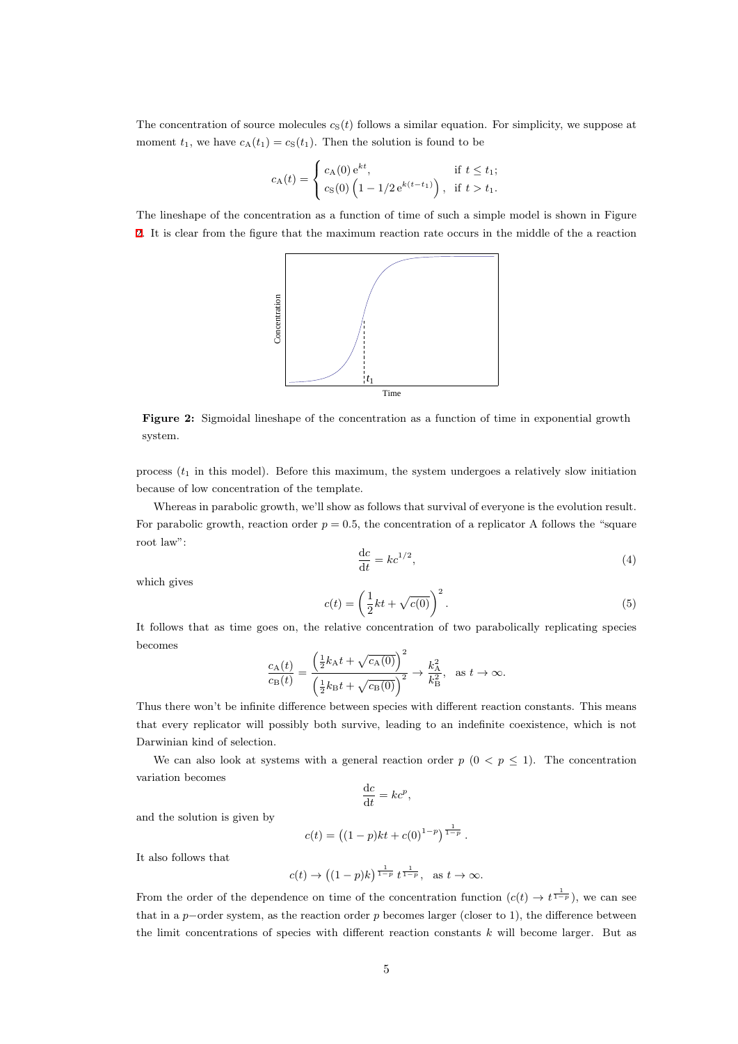The concentration of source molecules $c_{\mathrm{S}}(t)$ follows a similar equation. For simplicity, we suppose at moment $t_1$, we have $c_{\mathrm{A}}(t_1) = c_{\mathrm{S}}(t_1)$. Then the solution is found to be

$$c_{\mathrm{A}}(t) = \begin{cases} c_{\mathrm{A}}(0)\,\mathrm{e}^{kt}, & \text{if } t \le t_1; \\ c_{\mathrm{S}}(0)\left(1 - 1/2\,\mathrm{e}^{k(t-t_1)}\right), & \text{if } t > t_1. \end{cases}$$

The lineshape of the concentration as a function of time of such a simple model is shown in Figure 2. It is clear from the figure that the maximum reaction rate occurs in the middle of the a reaction

**Figure 2:** Sigmoidal lineshape of the concentration as a function of time in exponential growth system.

process ($t_1$ in this model). Before this maximum, the system undergoes a relatively slow initiation because of low concentration of the template.

Whereas in parabolic growth, we'll show as follows that survival of everyone is the evolution result. For parabolic growth, reaction order $p = 0.5$, the concentration of a replicator A follows the "square root law":

$$\frac{\mathrm{d}c}{\mathrm{d}t} = kc^{1/2}, \tag{4}$$

which gives

$$c(t) = \left(\frac{1}{2}kt + \sqrt{c(0)}\right)^2. \tag{5}$$

It follows that as time goes on, the relative concentration of two parabolically replicating species becomes

$$\frac{c_{\mathrm{A}}(t)}{c_{\mathrm{B}}(t)} = \frac{\left(\frac{1}{2}k_{\mathrm{A}}t + \sqrt{c_{\mathrm{A}}(0)}\right)^2}{\left(\frac{1}{2}k_{\mathrm{B}}t + \sqrt{c_{\mathrm{B}}(0)}\right)^2} \to \frac{k_{\mathrm{A}}^2}{k_{\mathrm{B}}^2}, \quad \text{as } t \to \infty.$$

Thus there won't be infinite difference between species with different reaction constants. This means that every replicator will possibly both survive, leading to an indefinite coexistence, which is not Darwinian kind of selection.

We can also look at systems with a general reaction order $p$ ($0 < p \le 1$). The concentration variation becomes

$$\frac{\mathrm{d}c}{\mathrm{d}t} = kc^p,$$

and the solution is given by

$$c(t) = \left((1-p)kt + c(0)^{1-p}\right)^{\frac{1}{1-p}}.$$

It also follows that

$$c(t) \to \left((1-p)k\right)^{\frac{1}{1-p}}\, t^{\frac{1}{1-p}}, \quad \text{as } t \to \infty.$$

From the order of the dependence on time of the concentration function ($c(t) \to t^{\frac{1}{1-p}}$), we can see that in a $p-$order system, as the reaction order $p$ becomes larger (closer to 1), the difference between the limit concentrations of species with different reaction constants $k$ will become larger. But as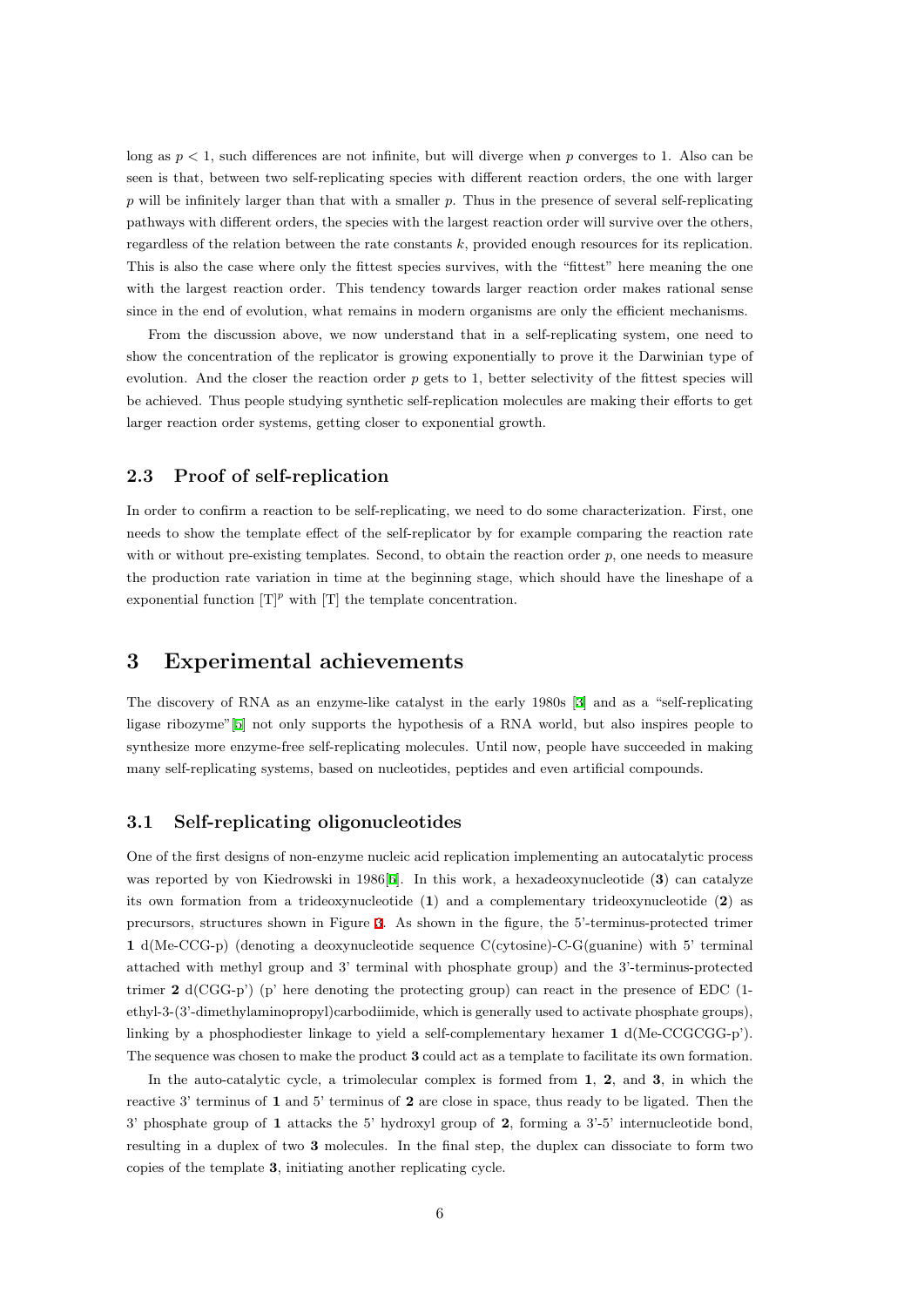long as $p < 1$, such differences are not infinite, but will diverge when $p$ converges to 1. Also can be seen is that, between two self-replicating species with different reaction orders, the one with larger $p$ will be infinitely larger than that with a smaller $p$. Thus in the presence of several self-replicating pathways with different orders, the species with the largest reaction order will survive over the others, regardless of the relation between the rate constants $k$, provided enough resources for its replication. This is also the case where only the fittest species survives, with the "fittest" here meaning the one with the largest reaction order. This tendency towards larger reaction order makes rational sense since in the end of evolution, what remains in modern organisms are only the efficient mechanisms.

From the discussion above, we now understand that in a self-replicating system, one need to show the concentration of the replicator is growing exponentially to prove it the Darwinian type of evolution. And the closer the reaction order $p$ gets to 1, better selectivity of the fittest species will be achieved. Thus people studying synthetic self-replication molecules are making their efforts to get larger reaction order systems, getting closer to exponential growth.

### 2.3 Proof of self-replication

In order to confirm a reaction to be self-replicating, we need to do some characterization. First, one needs to show the template effect of the self-replicator by for example comparing the reaction rate with or without pre-existing templates. Second, to obtain the reaction order $p$, one needs to measure the production rate variation in time at the beginning stage, which should have the lineshape of a exponential function $[\mathrm{T}]^p$ with [T] the template concentration.

## 3 Experimental achievements

The discovery of RNA as an enzyme-like catalyst in the early 1980s [3] and as a "self-replicating ligase ribozyme"[5] not only supports the hypothesis of a RNA world, but also inspires people to synthesize more enzyme-free self-replicating molecules. Until now, people have succeeded in making many self-replicating systems, based on nucleotides, peptides and even artificial compounds.

### 3.1 Self-replicating oligonucleotides

One of the first designs of non-enzyme nucleic acid replication implementing an autocatalytic process was reported by von Kiedrowski in 1986[6]. In this work, a hexadeoxynucleotide (**3**) can catalyze its own formation from a trideoxynucleotide (**1**) and a complementary trideoxynucleotide (**2**) as precursors, structures shown in Figure 3. As shown in the figure, the 5'-terminus-protected trimer **1** d(Me-CCG-p) (denoting a deoxynucleotide sequence C(cytosine)-C-G(guanine) with 5' terminal attached with methyl group and 3' terminal with phosphate group) and the 3'-terminus-protected trimer **2** d(CGG-p') (p' here denoting the protecting group) can react in the presence of EDC (1-ethyl-3-(3'-dimethylaminopropyl)carbodiimide, which is generally used to activate phosphate groups), linking by a phosphodiester linkage to yield a self-complementary hexamer **1** d(Me-CCGCGG-p'). The sequence was chosen to make the product **3** could act as a template to facilitate its own formation.

In the auto-catalytic cycle, a trimolecular complex is formed from **1**, **2**, and **3**, in which the reactive 3' terminus of **1** and 5' terminus of **2** are close in space, thus ready to be ligated. Then the 3' phosphate group of **1** attacks the 5' hydroxyl group of **2**, forming a 3'-5' internucleotide bond, resulting in a duplex of two **3** molecules. In the final step, the duplex can dissociate to form two copies of the template **3**, initiating another replicating cycle.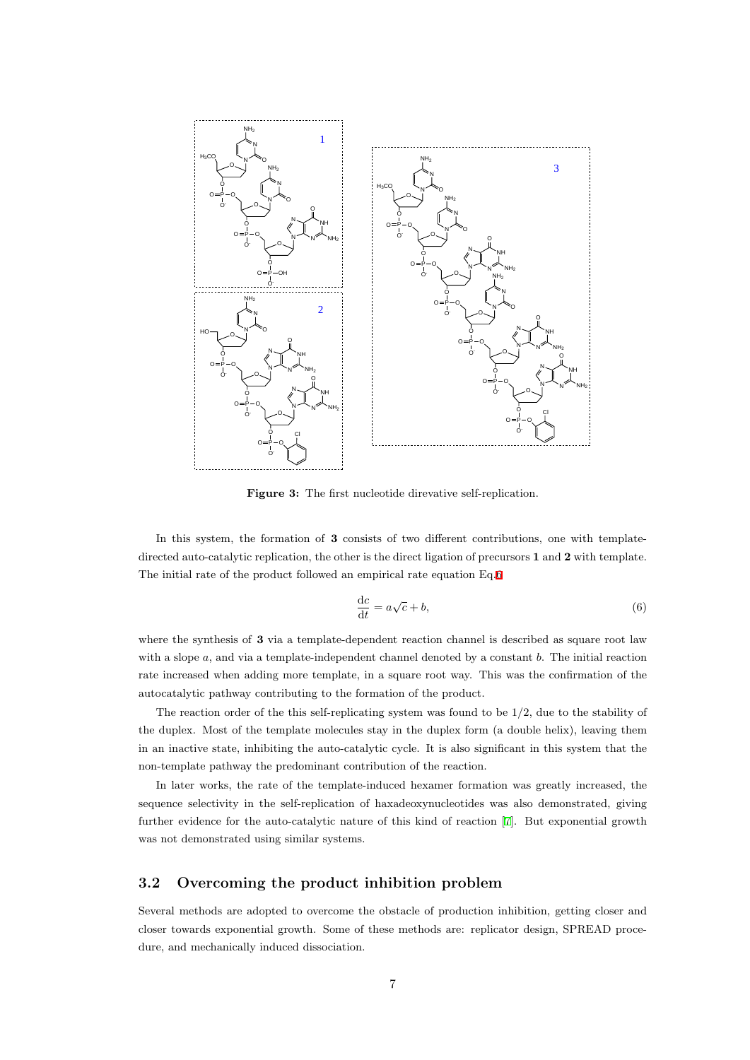**Figure 3:** The first nucleotide direvative self-replication.

In this system, the formation of **3** consists of two different contributions, one with template-directed auto-catalytic replication, the other is the direct ligation of precursors **1** and **2** with template. The initial rate of the product followed an empirical rate equation Eq.6

$$\frac{\mathrm{d}c}{\mathrm{d}t} = a\sqrt{c} + b, \tag{6}$$

where the synthesis of **3** via a template-dependent reaction channel is described as square root law with a slope $a$, and via a template-independent channel denoted by a constant $b$. The initial reaction rate increased when adding more template, in a square root way. This was the confirmation of the autocatalytic pathway contributing to the formation of the product.

The reaction order of the this self-replicating system was found to be 1/2, due to the stability of the duplex. Most of the template molecules stay in the duplex form (a double helix), leaving them in an inactive state, inhibiting the auto-catalytic cycle. It is also significant in this system that the non-template pathway the predominant contribution of the reaction.

In later works, the rate of the template-induced hexamer formation was greatly increased, the sequence selectivity in the self-replication of haxadeoxynucleotides was also demonstrated, giving further evidence for the auto-catalytic nature of this kind of reaction [7]. But exponential growth was not demonstrated using similar systems.

## 3.2 Overcoming the product inhibition problem

Several methods are adopted to overcome the obstacle of production inhibition, getting closer and closer towards exponential growth. Some of these methods are: replicator design, SPREAD procedure, and mechanically induced dissociation.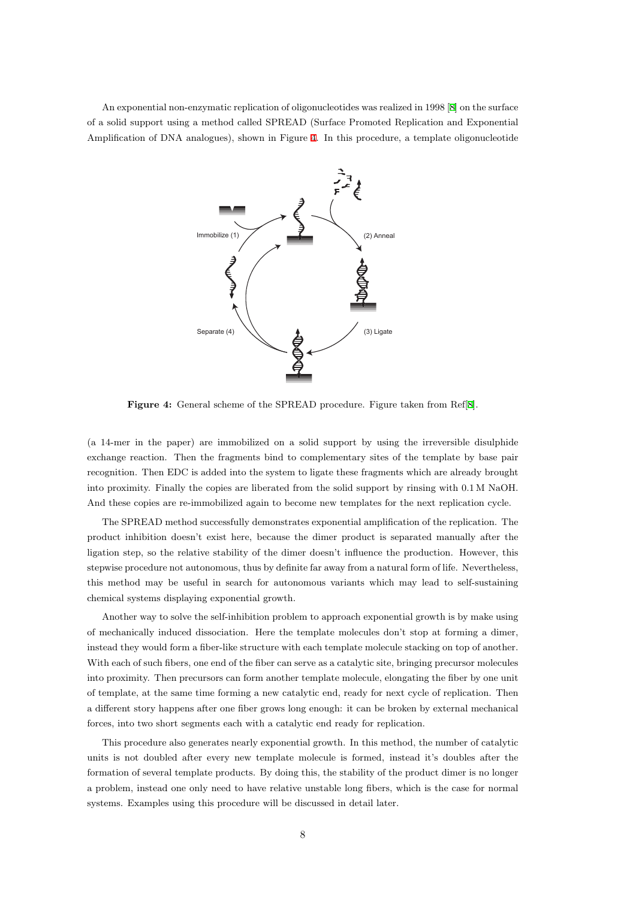An exponential non-enzymatic replication of oligonucleotides was realized in 1998 [8] on the surface of a solid support using a method called SPREAD (Surface Promoted Replication and Exponential Amplification of DNA analogues), shown in Figure 4. In this procedure, a template oligonucleotide

**Figure 4:** General scheme of the SPREAD procedure. Figure taken from Ref[8].

(a 14-mer in the paper) are immobilized on a solid support by using the irreversible disulphide exchange reaction. Then the fragments bind to complementary sites of the template by base pair recognition. Then EDC is added into the system to ligate these fragments which are already brought into proximity. Finally the copies are liberated from the solid support by rinsing with 0.1 M NaOH. And these copies are re-immobilized again to become new templates for the next replication cycle.

The SPREAD method successfully demonstrates exponential amplification of the replication. The product inhibition doesn't exist here, because the dimer product is separated manually after the ligation step, so the relative stability of the dimer doesn't influence the production. However, this stepwise procedure not autonomous, thus by definite far away from a natural form of life. Nevertheless, this method may be useful in search for autonomous variants which may lead to self-sustaining chemical systems displaying exponential growth.

Another way to solve the self-inhibition problem to approach exponential growth is by make using of mechanically induced dissociation. Here the template molecules don't stop at forming a dimer, instead they would form a fiber-like structure with each template molecule stacking on top of another. With each of such fibers, one end of the fiber can serve as a catalytic site, bringing precursor molecules into proximity. Then precursors can form another template molecule, elongating the fiber by one unit of template, at the same time forming a new catalytic end, ready for next cycle of replication. Then a different story happens after one fiber grows long enough: it can be broken by external mechanical forces, into two short segments each with a catalytic end ready for replication.

This procedure also generates nearly exponential growth. In this method, the number of catalytic units is not doubled after every new template molecule is formed, instead it's doubles after the formation of several template products. By doing this, the stability of the product dimer is no longer a problem, instead one only need to have relative unstable long fibers, which is the case for normal systems. Examples using this procedure will be discussed in detail later.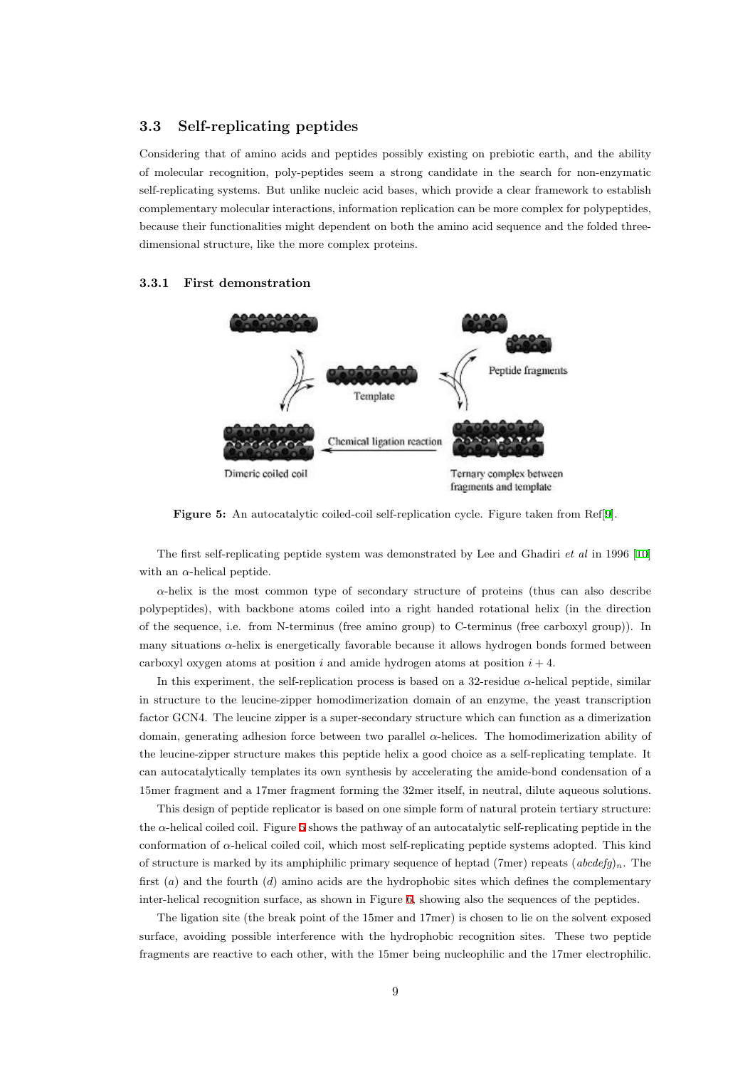### 3.3 Self-replicating peptides

Considering that of amino acids and peptides possibly existing on prebiotic earth, and the ability of molecular recognition, poly-peptides seem a strong candidate in the search for non-enzymatic self-replicating systems. But unlike nucleic acid bases, which provide a clear framework to establish complementary molecular interactions, information replication can be more complex for polypeptides, because their functionalities might dependent on both the amino acid sequence and the folded three-dimensional structure, like the more complex proteins.

#### 3.3.1 First demonstration

**Figure 5:** An autocatalytic coiled-coil self-replication cycle. Figure taken from Ref[9].

The first self-replicating peptide system was demonstrated by Lee and Ghadiri *et al* in 1996 [10] with an $\alpha$-helical peptide.

$\alpha$-helix is the most common type of secondary structure of proteins (thus can also describe polypeptides), with backbone atoms coiled into a right handed rotational helix (in the direction of the sequence, i.e. from N-terminus (free amino group) to C-terminus (free carboxyl group)). In many situations $\alpha$-helix is energetically favorable because it allows hydrogen bonds formed between carboxyl oxygen atoms at position $i$ and amide hydrogen atoms at position $i + 4$.

In this experiment, the self-replication process is based on a 32-residue $\alpha$-helical peptide, similar in structure to the leucine-zipper homodimerization domain of an enzyme, the yeast transcription factor GCN4. The leucine zipper is a super-secondary structure which can function as a dimerization domain, generating adhesion force between two parallel $\alpha$-helices. The homodimerization ability of the leucine-zipper structure makes this peptide helix a good choice as a self-replicating template. It can autocatalytically templates its own synthesis by accelerating the amide-bond condensation of a 15mer fragment and a 17mer fragment forming the 32mer itself, in neutral, dilute aqueous solutions.

This design of peptide replicator is based on one simple form of natural protein tertiary structure: the $\alpha$-helical coiled coil. Figure 5 shows the pathway of an autocatalytic self-replicating peptide in the conformation of $\alpha$-helical coiled coil, which most self-replicating peptide systems adopted. This kind of structure is marked by its amphiphilic primary sequence of heptad (7mer) repeats $(abcdefg)_n$. The first ($a$) and the fourth ($d$) amino acids are the hydrophobic sites which defines the complementary inter-helical recognition surface, as shown in Figure 6, showing also the sequences of the peptides.

The ligation site (the break point of the 15mer and 17mer) is chosen to lie on the solvent exposed surface, avoiding possible interference with the hydrophobic recognition sites. These two peptide fragments are reactive to each other, with the 15mer being nucleophilic and the 17mer electrophilic.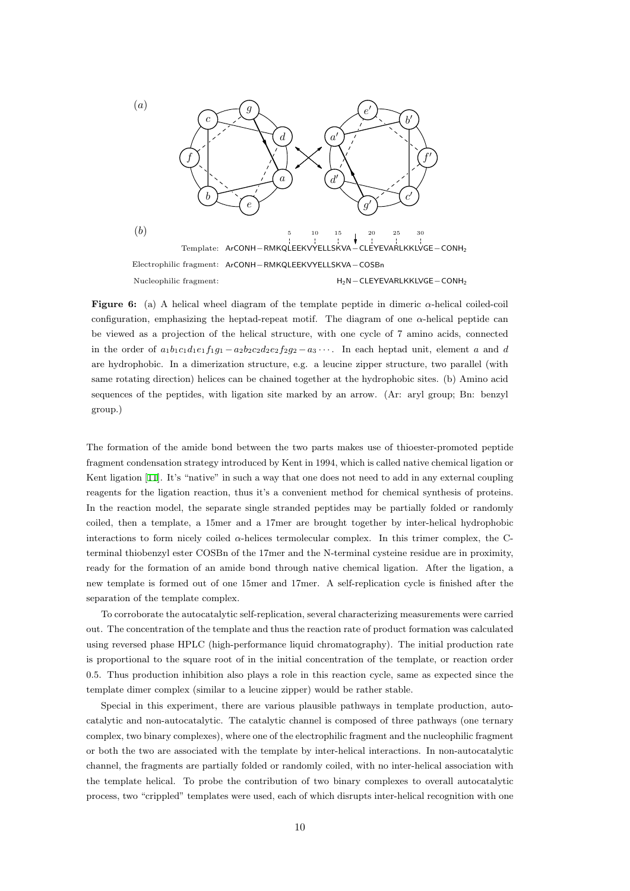(a)

(b)

Template: ArCONH − RMKQLEEKVYELLSKVA − CLEYEVARLKKLVGE − $CONH_2$

Electrophilic fragment: ArCONH − RMKQLEEKVYELLSKVA − COSBn

Nucleophilic fragment: $H_2N$ − CLEYEVARLKKLVGE − $CONH_2$

**Figure 6:** (a) A helical wheel diagram of the template peptide in dimeric α-helical coiled-coil configuration, emphasizing the heptad-repeat motif. The diagram of one α-helical peptide can be viewed as a projection of the helical structure, with one cycle of 7 amino acids, connected in the order of $a_1b_1c_1d_1e_1f_1g_1 - a_2b_2c_2d_2e_2f_2g_2 - a_3 \cdots$. In each heptad unit, element $a$ and $d$ are hydrophobic. In a dimerization structure, e.g. a leucine zipper structure, two parallel (with same rotating direction) helices can be chained together at the hydrophobic sites. (b) Amino acid sequences of the peptides, with ligation site marked by an arrow. (Ar: aryl group; Bn: benzyl group.)

The formation of the amide bond between the two parts makes use of thioester-promoted peptide fragment condensation strategy introduced by Kent in 1994, which is called native chemical ligation or Kent ligation [11]. It's "native" in such a way that one does not need to add in any external coupling reagents for the ligation reaction, thus it's a convenient method for chemical synthesis of proteins. In the reaction model, the separate single stranded peptides may be partially folded or randomly coiled, then a template, a 15mer and a 17mer are brought together by inter-helical hydrophobic interactions to form nicely coiled α-helices termolecular complex. In this trimer complex, the C-terminal thiobenzyl ester COSBn of the 17mer and the N-terminal cysteine residue are in proximity, ready for the formation of an amide bond through native chemical ligation. After the ligation, a new template is formed out of one 15mer and 17mer. A self-replication cycle is finished after the separation of the template complex.

To corroborate the autocatalytic self-replication, several characterizing measurements were carried out. The concentration of the template and thus the reaction rate of product formation was calculated using reversed phase HPLC (high-performance liquid chromatography). The initial production rate is proportional to the square root of in the initial concentration of the template, or reaction order 0.5. Thus production inhibition also plays a role in this reaction cycle, same as expected since the template dimer complex (similar to a leucine zipper) would be rather stable.

Special in this experiment, there are various plausible pathways in template production, autocatalytic and non-autocatalytic. The catalytic channel is composed of three pathways (one ternary complex, two binary complexes), where one of the electrophilic fragment and the nucleophilic fragment or both the two are associated with the template by inter-helical interactions. In non-autocatalytic channel, the fragments are partially folded or randomly coiled, with no inter-helical association with the template helical. To probe the contribution of two binary complexes to overall autocatalytic process, two "crippled" templates were used, each of which disrupts inter-helical recognition with one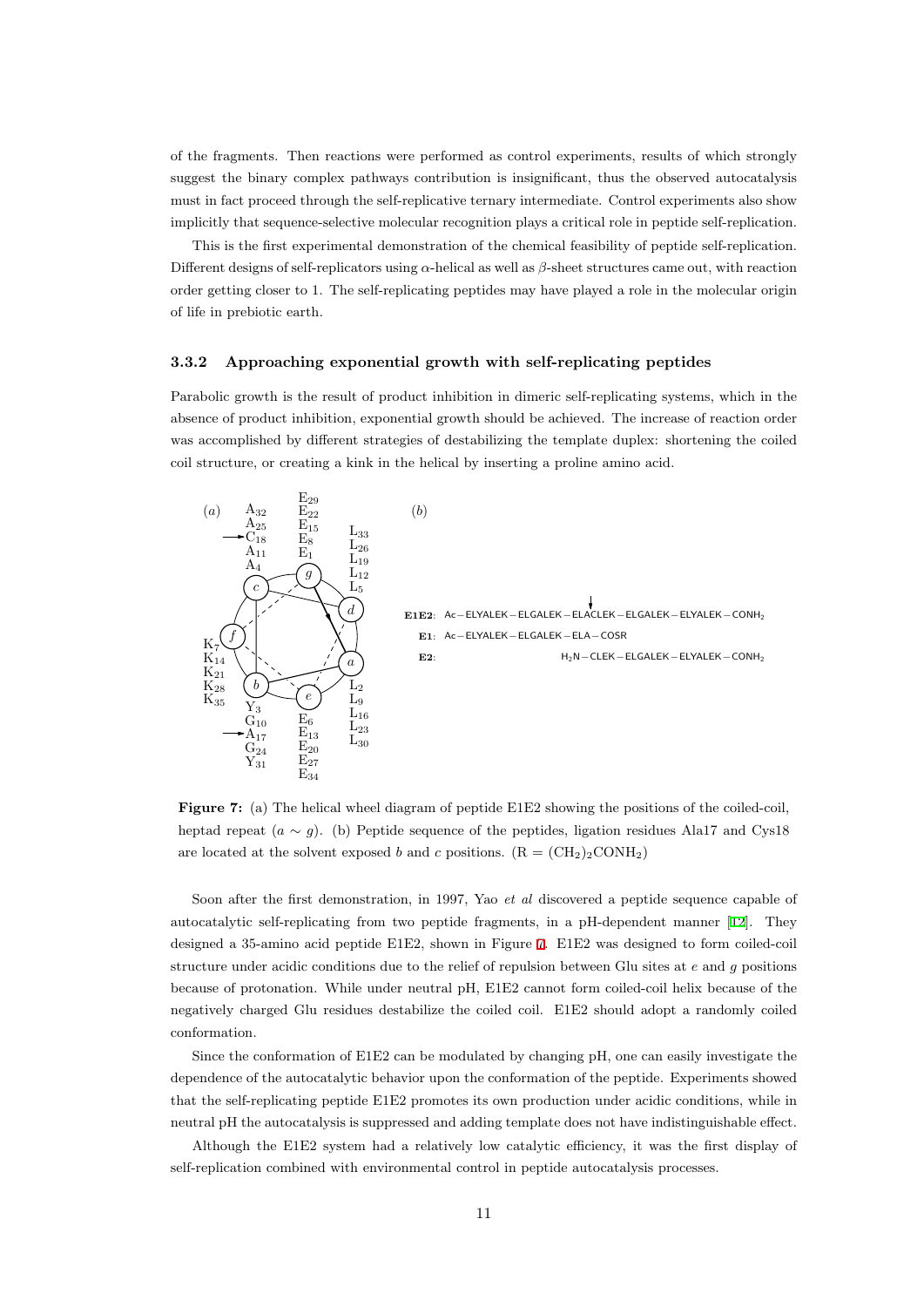of the fragments. Then reactions were performed as control experiments, results of which strongly suggest the binary complex pathways contribution is insignificant, thus the observed autocatalysis must in fact proceed through the self-replicative ternary intermediate. Control experiments also show implicitly that sequence-selective molecular recognition plays a critical role in peptide self-replication.

This is the first experimental demonstration of the chemical feasibility of peptide self-replication. Different designs of self-replicators using $\alpha$-helical as well as $\beta$-sheet structures came out, with reaction order getting closer to 1. The self-replicating peptides may have played a role in the molecular origin of life in prebiotic earth.

### 3.3.2 Approaching exponential growth with self-replicating peptides

Parabolic growth is the result of product inhibition in dimeric self-replicating systems, which in the absence of product inhibition, exponential growth should be achieved. The increase of reaction order was accomplished by different strategies of destabilizing the template duplex: shortening the coiled coil structure, or creating a kink in the helical by inserting a proline amino acid.

**Figure 7:** (a) The helical wheel diagram of peptide E1E2 showing the positions of the coiled-coil, heptad repeat ($a \sim g$). (b) Peptide sequence of the peptides, ligation residues Ala17 and Cys18 are located at the solvent exposed $b$ and $c$ positions. (R = $(CH_2)_2CONH_2$)

Soon after the first demonstration, in 1997, Yao *et al* discovered a peptide sequence capable of autocatalytic self-replicating from two peptide fragments, in a pH-dependent manner [12]. They designed a 35-amino acid peptide E1E2, shown in Figure 7. E1E2 was designed to form coiled-coil structure under acidic conditions due to the relief of repulsion between Glu sites at $e$ and $g$ positions because of protonation. While under neutral pH, E1E2 cannot form coiled-coil helix because of the negatively charged Glu residues destabilize the coiled coil. E1E2 should adopt a randomly coiled conformation.

Since the conformation of E1E2 can be modulated by changing pH, one can easily investigate the dependence of the autocatalytic behavior upon the conformation of the peptide. Experiments showed that the self-replicating peptide E1E2 promotes its own production under acidic conditions, while in neutral pH the autocatalysis is suppressed and adding template does not have indistinguishable effect.

Although the E1E2 system had a relatively low catalytic efficiency, it was the first display of self-replication combined with environmental control in peptide autocatalysis processes.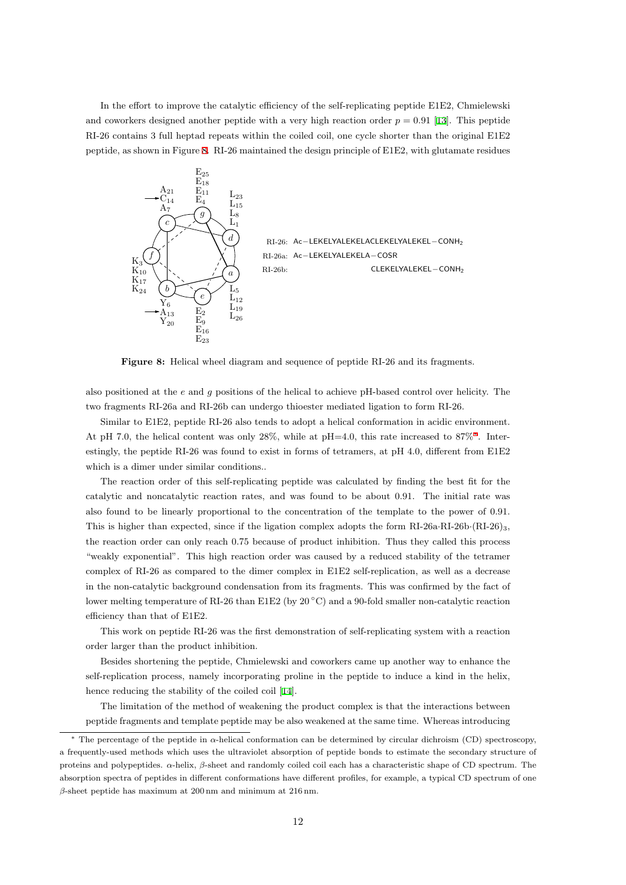In the effort to improve the catalytic efficiency of the self-replicating peptide E1E2, Chmielewski and coworkers designed another peptide with a very high reaction order $p = 0.91$ [13]. This peptide RI-26 contains 3 full heptad repeats within the coiled coil, one cycle shorter than the original E1E2 peptide, as shown in Figure 8. RI-26 maintained the design principle of E1E2, with glutamate residues

RI-26: Ac−LEKELYALEKELACLEKELYALEKEL−CONH$_2$

RI-26a: Ac−LEKELYALEKELA−COSR

RI-26b: CLEKELYALEKEL−CONH$_2$

**Figure 8:** Helical wheel diagram and sequence of peptide RI-26 and its fragments.

also positioned at the $e$ and $g$ positions of the helical to achieve pH-based control over helicity. The two fragments RI-26a and RI-26b can undergo thioester mediated ligation to form RI-26.

Similar to E1E2, peptide RI-26 also tends to adopt a helical conformation in acidic environment. At pH 7.0, the helical content was only 28%, while at pH=4.0, this rate increased to 87%*. Interestingly, the peptide RI-26 was found to exist in forms of tetramers, at pH 4.0, different from E1E2 which is a dimer under similar conditions..

The reaction order of this self-replicating peptide was calculated by finding the best fit for the catalytic and noncatalytic reaction rates, and was found to be about 0.91. The initial rate was also found to be linearly proportional to the concentration of the template to the power of 0.91. This is higher than expected, since if the ligation complex adopts the form RI-26a·RI-26b·(RI-26)$_3$, the reaction order can only reach 0.75 because of product inhibition. Thus they called this process "weakly exponential". This high reaction order was caused by a reduced stability of the tetramer complex of RI-26 as compared to the dimer complex in E1E2 self-replication, as well as a decrease in the non-catalytic background condensation from its fragments. This was confirmed by the fact of lower melting temperature of RI-26 than E1E2 (by 20 °C) and a 90-fold smaller non-catalytic reaction efficiency than that of E1E2.

This work on peptide RI-26 was the first demonstration of self-replicating system with a reaction order larger than the product inhibition.

Besides shortening the peptide, Chmielewski and coworkers came up another way to enhance the self-replication process, namely incorporating proline in the peptide to induce a kind in the helix, hence reducing the stability of the coiled coil [14].

The limitation of the method of weakening the product complex is that the interactions between peptide fragments and template peptide may be also weakened at the same time. Whereas introducing

---

* The percentage of the peptide in $\alpha$-helical conformation can be determined by circular dichroism (CD) spectroscopy, a frequently-used methods which uses the ultraviolet absorption of peptide bonds to estimate the secondary structure of proteins and polypeptides. $\alpha$-helix, $\beta$-sheet and randomly coiled coil each has a characteristic shape of CD spectrum. The absorption spectra of peptides in different conformations have different profiles, for example, a typical CD spectrum of one $\beta$-sheet peptide has maximum at 200 nm and minimum at 216 nm.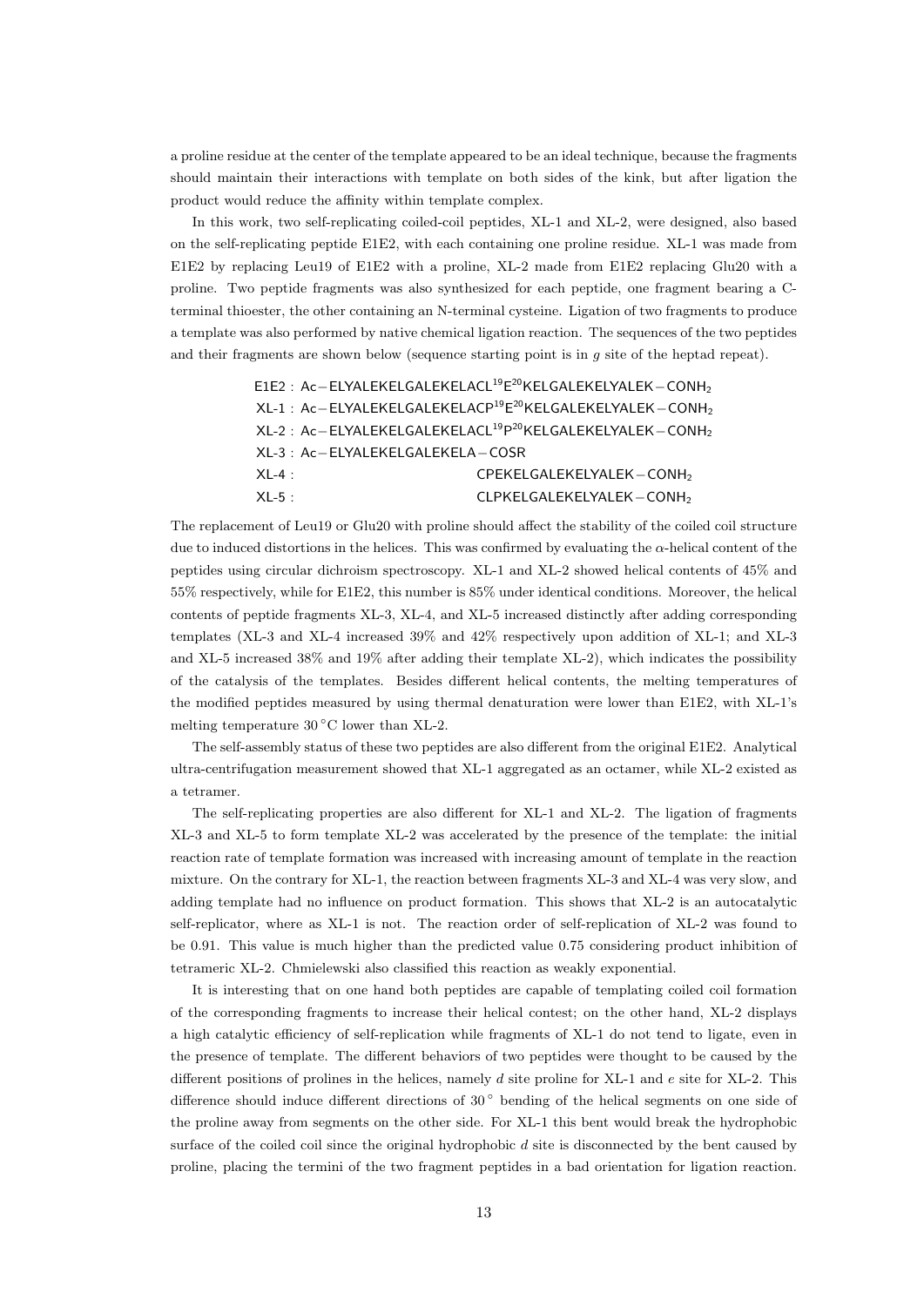a proline residue at the center of the template appeared to be an ideal technique, because the fragments should maintain their interactions with template on both sides of the kink, but after ligation the product would reduce the affinity within template complex.

In this work, two self-replicating coiled-coil peptides, XL-1 and XL-2, were designed, also based on the self-replicating peptide E1E2, with each containing one proline residue. XL-1 was made from E1E2 by replacing Leu19 of E1E2 with a proline, XL-2 made from E1E2 replacing Glu20 with a proline. Two peptide fragments was also synthesized for each peptide, one fragment bearing a C-terminal thioester, the other containing an N-terminal cysteine. Ligation of two fragments to produce a template was also performed by native chemical ligation reaction. The sequences of the two peptides and their fragments are shown below (sequence starting point is in *g* site of the heptad repeat).

E1E2 : Ac−ELYALEKELGALEKELACL$^{19}$E$^{20}$KELGALEKELYALEK−$CONH_2$
XL-1 : Ac−ELYALEKELGALEKELACP$^{19}$E$^{20}$KELGALEKELYALEK−$CONH_2$
XL-2 : Ac−ELYALEKELGALEKELACL$^{19}$P$^{20}$KELGALEKELYALEK−$CONH_2$
XL-3 : Ac−ELYALEKELGALEKELA−COSR
XL-4 : CPEKELGALEKELYALEK−$CONH_2$
XL-5 : CLPKELGALEKELYALEK−$CONH_2$

The replacement of Leu19 or Glu20 with proline should affect the stability of the coiled coil structure due to induced distortions in the helices. This was confirmed by evaluating the $\alpha$-helical content of the peptides using circular dichroism spectroscopy. XL-1 and XL-2 showed helical contents of 45% and 55% respectively, while for E1E2, this number is 85% under identical conditions. Moreover, the helical contents of peptide fragments XL-3, XL-4, and XL-5 increased distinctly after adding corresponding templates (XL-3 and XL-4 increased 39% and 42% respectively upon addition of XL-1; and XL-3 and XL-5 increased 38% and 19% after adding their template XL-2), which indicates the possibility of the catalysis of the templates. Besides different helical contents, the melting temperatures of the modified peptides measured by using thermal denaturation were lower than E1E2, with XL-1's melting temperature 30 °C lower than XL-2.

The self-assembly status of these two peptides are also different from the original E1E2. Analytical ultra-centrifugation measurement showed that XL-1 aggregated as an octamer, while XL-2 existed as a tetramer.

The self-replicating properties are also different for XL-1 and XL-2. The ligation of fragments XL-3 and XL-5 to form template XL-2 was accelerated by the presence of the template: the initial reaction rate of template formation was increased with increasing amount of template in the reaction mixture. On the contrary for XL-1, the reaction between fragments XL-3 and XL-4 was very slow, and adding template had no influence on product formation. This shows that XL-2 is an autocatalytic self-replicator, where as XL-1 is not. The reaction order of self-replication of XL-2 was found to be 0.91. This value is much higher than the predicted value 0.75 considering product inhibition of tetrameric XL-2. Chmielewski also classified this reaction as weakly exponential.

It is interesting that on one hand both peptides are capable of templating coiled coil formation of the corresponding fragments to increase their helical contest; on the other hand, XL-2 displays a high catalytic efficiency of self-replication while fragments of XL-1 do not tend to ligate, even in the presence of template. The different behaviors of two peptides were thought to be caused by the different positions of prolines in the helices, namely *d* site proline for XL-1 and *e* site for XL-2. This difference should induce different directions of 30° bending of the helical segments on one side of the proline away from segments on the other side. For XL-1 this bent would break the hydrophobic surface of the coiled coil since the original hydrophobic *d* site is disconnected by the bent caused by proline, placing the termini of the two fragment peptides in a bad orientation for ligation reaction.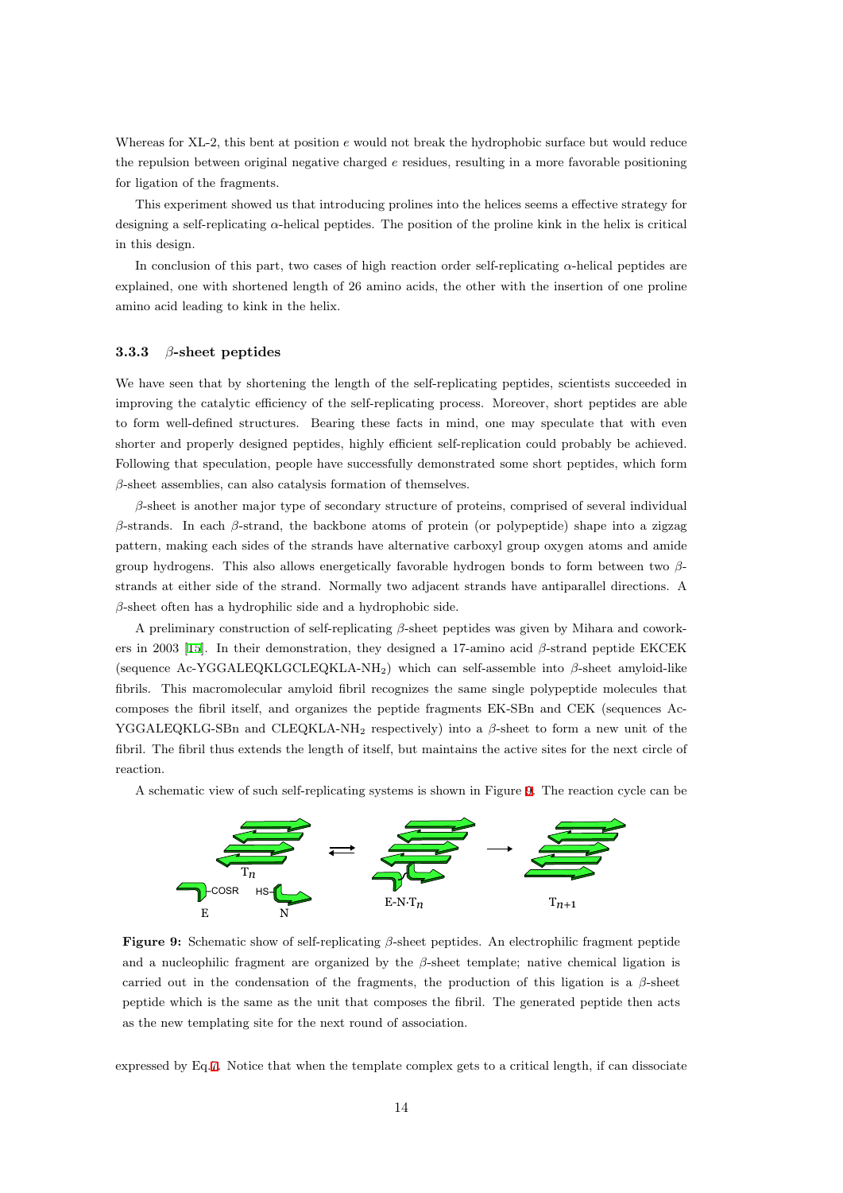Whereas for XL-2, this bent at position $e$ would not break the hydrophobic surface but would reduce the repulsion between original negative charged $e$ residues, resulting in a more favorable positioning for ligation of the fragments.

This experiment showed us that introducing prolines into the helices seems a effective strategy for designing a self-replicating $\alpha$-helical peptides. The position of the proline kink in the helix is critical in this design.

In conclusion of this part, two cases of high reaction order self-replicating $\alpha$-helical peptides are explained, one with shortened length of 26 amino acids, the other with the insertion of one proline amino acid leading to kink in the helix.

### 3.3.3 $\beta$-sheet peptides

We have seen that by shortening the length of the self-replicating peptides, scientists succeeded in improving the catalytic efficiency of the self-replicating process. Moreover, short peptides are able to form well-defined structures. Bearing these facts in mind, one may speculate that with even shorter and properly designed peptides, highly efficient self-replication could probably be achieved. Following that speculation, people have successfully demonstrated some short peptides, which form $\beta$-sheet assemblies, can also catalysis formation of themselves.

$\beta$-sheet is another major type of secondary structure of proteins, comprised of several individual $\beta$-strands. In each $\beta$-strand, the backbone atoms of protein (or polypeptide) shape into a zigzag pattern, making each sides of the strands have alternative carboxyl group oxygen atoms and amide group hydrogens. This also allows energetically favorable hydrogen bonds to form between two $\beta$-strands at either side of the strand. Normally two adjacent strands have antiparallel directions. A $\beta$-sheet often has a hydrophilic side and a hydrophobic side.

A preliminary construction of self-replicating $\beta$-sheet peptides was given by Mihara and coworkers in 2003 [15]. In their demonstration, they designed a 17-amino acid $\beta$-strand peptide EKCEK (sequence Ac-YGGALEQKLGCLEQKLA-$NH_2$) which can self-assemble into $\beta$-sheet amyloid-like fibrils. This macromolecular amyloid fibril recognizes the same single polypeptide molecules that composes the fibril itself, and organizes the peptide fragments EK-SBn and CEK (sequences Ac-YGGALEQKLG-SBn and CLEQKLA-$NH_2$ respectively) into a $\beta$-sheet to form a new unit of the fibril. The fibril thus extends the length of itself, but maintains the active sites for the next circle of reaction.

A schematic view of such self-replicating systems is shown in Figure 9. The reaction cycle can be

**Figure 9:** Schematic show of self-replicating $\beta$-sheet peptides. An electrophilic fragment peptide and a nucleophilic fragment are organized by the $\beta$-sheet template; native chemical ligation is carried out in the condensation of the fragments, the production of this ligation is a $\beta$-sheet peptide which is the same as the unit that composes the fibril. The generated peptide then acts as the new templating site for the next round of association.

expressed by Eq.7. Notice that when the template complex gets to a critical length, if can dissociate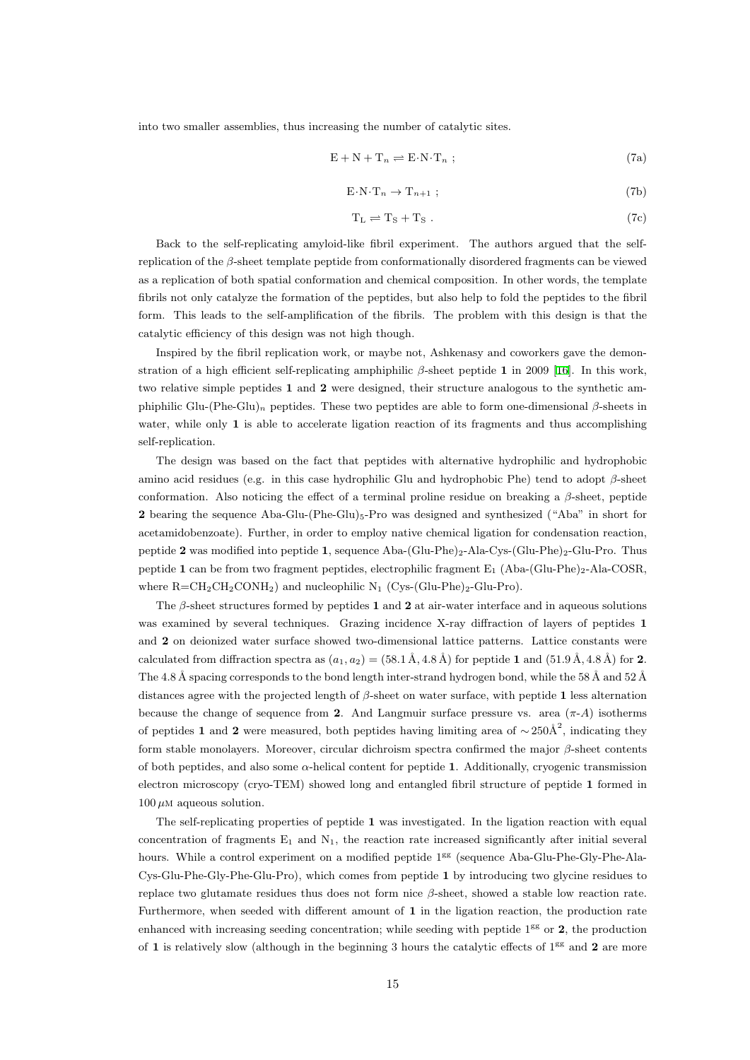into two smaller assemblies, thus increasing the number of catalytic sites.

$$\mathrm{E} + \mathrm{N} + \mathrm{T}_n \rightleftharpoons \mathrm{E}{\cdot}\mathrm{N}{\cdot}\mathrm{T}_n \ ; \tag{7a}$$

$$\mathrm{E}{\cdot}\mathrm{N}{\cdot}\mathrm{T}_n \rightarrow \mathrm{T}_{n+1} \ ; \tag{7b}$$

$$\mathrm{T}_\mathrm{L} \rightleftharpoons \mathrm{T}_\mathrm{S} + \mathrm{T}_\mathrm{S} \ . \tag{7c}$$

Back to the self-replicating amyloid-like fibril experiment. The authors argued that the self-replication of the $\beta$-sheet template peptide from conformationally disordered fragments can be viewed as a replication of both spatial conformation and chemical composition. In other words, the template fibrils not only catalyze the formation of the peptides, but also help to fold the peptides to the fibril form. This leads to the self-amplification of the fibrils. The problem with this design is that the catalytic efficiency of this design was not high though.

Inspired by the fibril replication work, or maybe not, Ashkenasy and coworkers gave the demonstration of a high efficient self-replicating amphiphilic $\beta$-sheet peptide **1** in 2009 [16]. In this work, two relative simple peptides **1** and **2** were designed, their structure analogous to the synthetic amphiphilic Glu-(Phe-Glu)$_n$ peptides. These two peptides are able to form one-dimensional $\beta$-sheets in water, while only **1** is able to accelerate ligation reaction of its fragments and thus accomplishing self-replication.

The design was based on the fact that peptides with alternative hydrophilic and hydrophobic amino acid residues (e.g. in this case hydrophilic Glu and hydrophobic Phe) tend to adopt $\beta$-sheet conformation. Also noticing the effect of a terminal proline residue on breaking a $\beta$-sheet, peptide **2** bearing the sequence Aba-Glu-(Phe-Glu)$_5$-Pro was designed and synthesized ("Aba" in short for acetamidobenzoate). Further, in order to employ native chemical ligation for condensation reaction, peptide **2** was modified into peptide **1**, sequence Aba-(Glu-Phe)$_2$-Ala-Cys-(Glu-Phe)$_2$-Glu-Pro. Thus peptide **1** can be from two fragment peptides, electrophilic fragment $\mathrm{E}_1$ (Aba-(Glu-Phe)$_2$-Ala-COSR, where R=$CH_2CH_2CONH_2$) and nucleophilic $\mathrm{N}_1$ (Cys-(Glu-Phe)$_2$-Glu-Pro).

The $\beta$-sheet structures formed by peptides **1** and **2** at air-water interface and in aqueous solutions was examined by several techniques. Grazing incidence X-ray diffraction of layers of peptides **1** and **2** on deionized water surface showed two-dimensional lattice patterns. Lattice constants were calculated from diffraction spectra as $(a_1, a_2) = (58.1\,\text{Å}, 4.8\,\text{Å})$ for peptide **1** and $(51.9\,\text{Å}, 4.8\,\text{Å})$ for **2**. The 4.8 Å spacing corresponds to the bond length inter-strand hydrogen bond, while the 58 Å and 52 Å distances agree with the projected length of $\beta$-sheet on water surface, with peptide **1** less alternation because the change of sequence from **2**. And Langmuir surface pressure vs. area ($\pi$-$A$) isotherms of peptides **1** and **2** were measured, both peptides having limiting area of $\sim 250\text{Å}^2$, indicating they form stable monolayers. Moreover, circular dichroism spectra confirmed the major $\beta$-sheet contents of both peptides, and also some $\alpha$-helical content for peptide **1**. Additionally, cryogenic transmission electron microscopy (cryo-TEM) showed long and entangled fibril structure of peptide **1** formed in $100\,\mu\text{M}$ aqueous solution.

The self-replicating properties of peptide **1** was investigated. In the ligation reaction with equal concentration of fragments $\mathrm{E}_1$ and $\mathrm{N}_1$, the reaction rate increased significantly after initial several hours. While a control experiment on a modified peptide $1^{\text{gg}}$ (sequence Aba-Glu-Phe-Gly-Phe-Ala-Cys-Glu-Phe-Gly-Phe-Glu-Pro), which comes from peptide **1** by introducing two glycine residues to replace two glutamate residues thus does not form nice $\beta$-sheet, showed a stable low reaction rate. Furthermore, when seeded with different amount of **1** in the ligation reaction, the production rate enhanced with increasing seeding concentration; while seeding with peptide $1^{\text{gg}}$ or **2**, the production of **1** is relatively slow (although in the beginning 3 hours the catalytic effects of $1^{\text{gg}}$ and **2** are more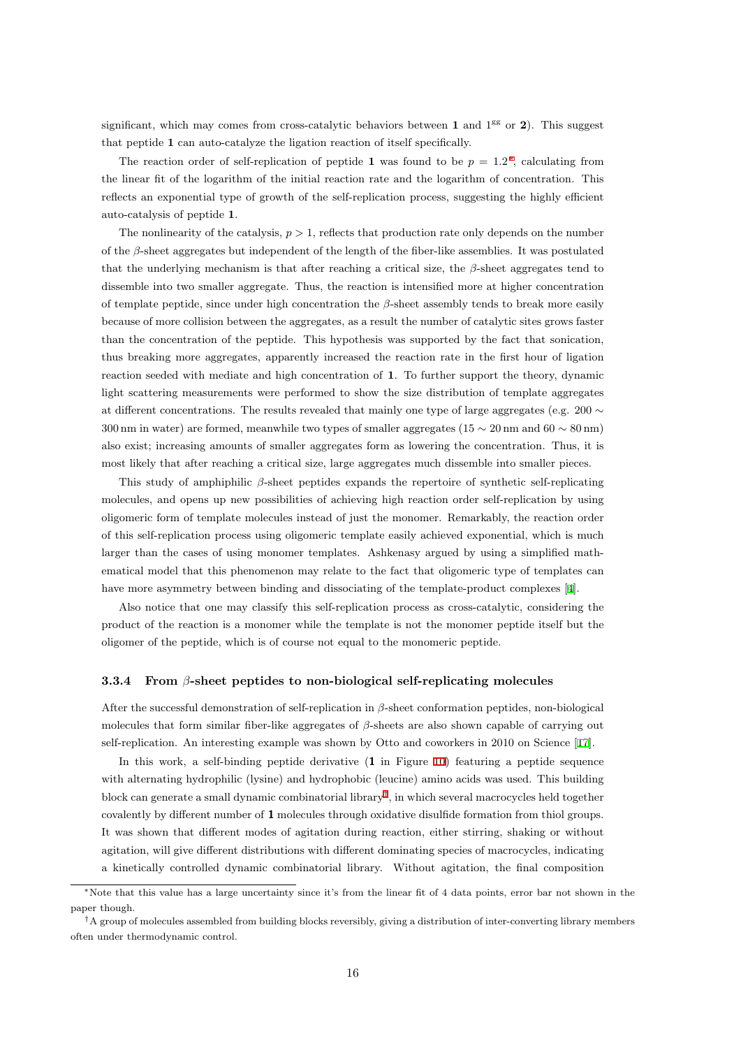significant, which may comes from cross-catalytic behaviors between **1** and $1^{gg}$ or **2**). This suggest that peptide **1** can auto-catalyze the ligation reaction of itself specifically.

The reaction order of self-replication of peptide **1** was found to be $p = 1.2$[*], calculating from the linear fit of the logarithm of the initial reaction rate and the logarithm of concentration. This reflects an exponential type of growth of the self-replication process, suggesting the highly efficient auto-catalysis of peptide **1**.

The nonlinearity of the catalysis, $p > 1$, reflects that production rate only depends on the number of the $\beta$-sheet aggregates but independent of the length of the fiber-like assemblies. It was postulated that the underlying mechanism is that after reaching a critical size, the $\beta$-sheet aggregates tend to dissemble into two smaller aggregate. Thus, the reaction is intensified more at higher concentration of template peptide, since under high concentration the $\beta$-sheet assembly tends to break more easily because of more collision between the aggregates, as a result the number of catalytic sites grows faster than the concentration of the peptide. This hypothesis was supported by the fact that sonication, thus breaking more aggregates, apparently increased the reaction rate in the first hour of ligation reaction seeded with mediate and high concentration of **1**. To further support the theory, dynamic light scattering measurements were performed to show the size distribution of template aggregates at different concentrations. The results revealed that mainly one type of large aggregates (e.g. $200 \sim 300\,\text{nm}$ in water) are formed, meanwhile two types of smaller aggregates ($15 \sim 20\,\text{nm}$ and $60 \sim 80\,\text{nm}$) also exist; increasing amounts of smaller aggregates form as lowering the concentration. Thus, it is most likely that after reaching a critical size, large aggregates much dissemble into smaller pieces.

This study of amphiphilic $\beta$-sheet peptides expands the repertoire of synthetic self-replicating molecules, and opens up new possibilities of achieving high reaction order self-replication by using oligomeric form of template molecules instead of just the monomer. Remarkably, the reaction order of this self-replication process using oligomeric template easily achieved exponential, which is much larger than the cases of using monomer templates. Ashkenasy argued by using a simplified mathematical model that this phenomenon may relate to the fact that oligomeric type of templates can have more asymmetry between binding and dissociating of the template-product complexes [1].

Also notice that one may classify this self-replication process as cross-catalytic, considering the product of the reaction is a monomer while the template is not the monomer peptide itself but the oligomer of the peptide, which is of course not equal to the monomeric peptide.

### 3.3.4 From $\beta$-sheet peptides to non-biological self-replicating molecules

After the successful demonstration of self-replication in $\beta$-sheet conformation peptides, non-biological molecules that form similar fiber-like aggregates of $\beta$-sheets are also shown capable of carrying out self-replication. An interesting example was shown by Otto and coworkers in 2010 on Science [17].

In this work, a self-binding peptide derivative (**1** in Figure 10) featuring a peptide sequence with alternating hydrophilic (lysine) and hydrophobic (leucine) amino acids was used. This building block can generate a small dynamic combinatorial library[†], in which several macrocycles held together covalently by different number of **1** molecules through oxidative disulfide formation from thiol groups. It was shown that different modes of agitation during reaction, either stirring, shaking or without agitation, will give different distributions with different dominating species of macrocycles, indicating a kinetically controlled dynamic combinatorial library. Without agitation, the final composition

---

[*] Note that this value has a large uncertainty since it's from the linear fit of 4 data points, error bar not shown in the paper though.

[†] A group of molecules assembled from building blocks reversibly, giving a distribution of inter-converting library members often under thermodynamic control.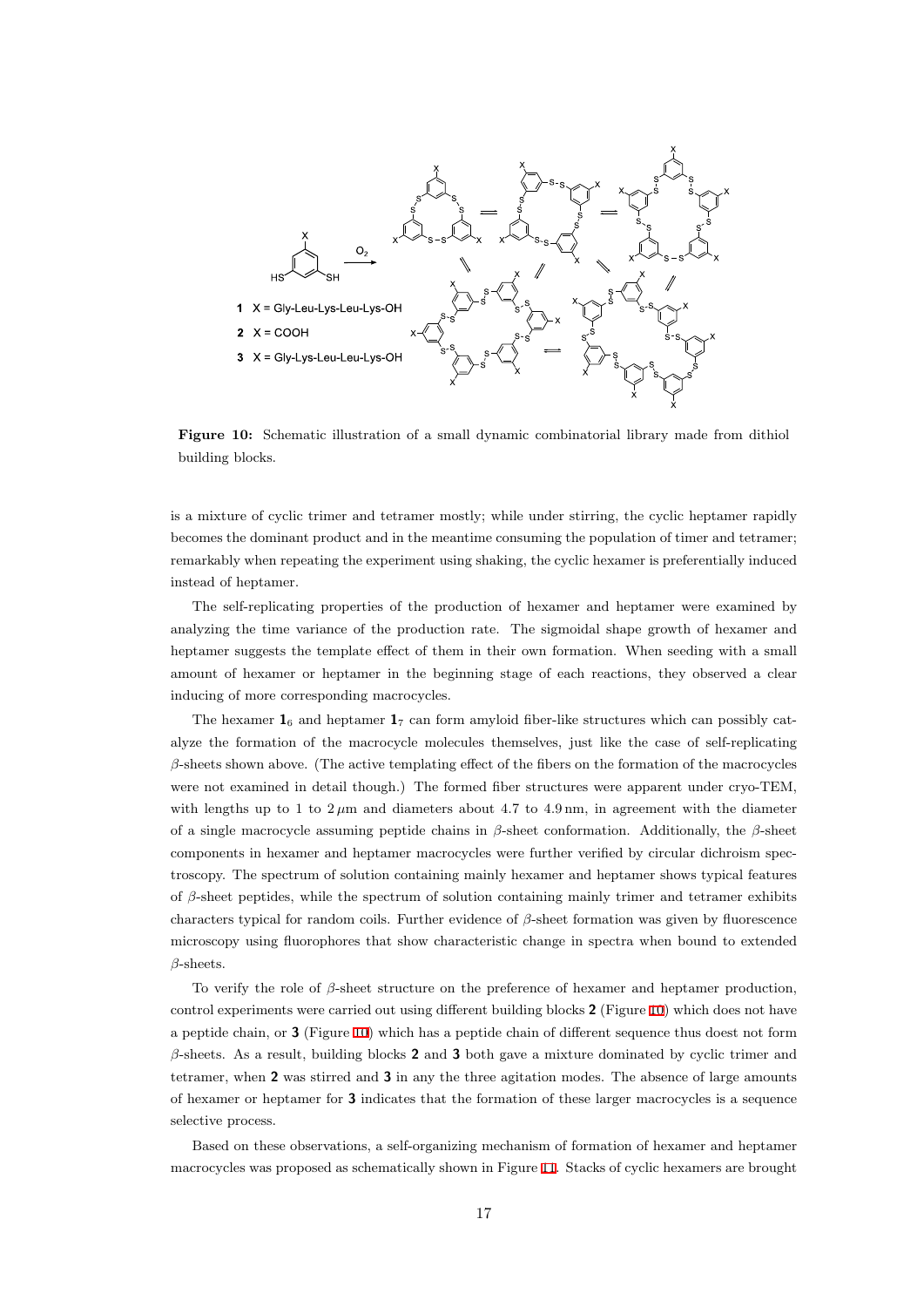**Figure 10:** Schematic illustration of a small dynamic combinatorial library made from dithiol building blocks.

is a mixture of cyclic trimer and tetramer mostly; while under stirring, the cyclic heptamer rapidly becomes the dominant product and in the meantime consuming the population of timer and tetramer; remarkably when repeating the experiment using shaking, the cyclic hexamer is preferentially induced instead of heptamer.

The self-replicating properties of the production of hexamer and heptamer were examined by analyzing the time variance of the production rate. The sigmoidal shape growth of hexamer and heptamer suggests the template effect of them in their own formation. When seeding with a small amount of hexamer or heptamer in the beginning stage of each reactions, they observed a clear inducing of more corresponding macrocycles.

The hexamer $\mathbf{1}_6$ and heptamer $\mathbf{1}_7$ can form amyloid fiber-like structures which can possibly catalyze the formation of the macrocycle molecules themselves, just like the case of self-replicating $\beta$-sheets shown above. (The active templating effect of the fibers on the formation of the macrocycles were not examined in detail though.) The formed fiber structures were apparent under cryo-TEM, with lengths up to 1 to $2\,\mu$m and diameters about 4.7 to 4.9 nm, in agreement with the diameter of a single macrocycle assuming peptide chains in $\beta$-sheet conformation. Additionally, the $\beta$-sheet components in hexamer and heptamer macrocycles were further verified by circular dichroism spectroscopy. The spectrum of solution containing mainly hexamer and heptamer shows typical features of $\beta$-sheet peptides, while the spectrum of solution containing mainly trimer and tetramer exhibits characters typical for random coils. Further evidence of $\beta$-sheet formation was given by fluorescence microscopy using fluorophores that show characteristic change in spectra when bound to extended $\beta$-sheets.

To verify the role of $\beta$-sheet structure on the preference of hexamer and heptamer production, control experiments were carried out using different building blocks **2** (Figure 10) which does not have a peptide chain, or **3** (Figure 10) which has a peptide chain of different sequence thus doest not form $\beta$-sheets. As a result, building blocks **2** and **3** both gave a mixture dominated by cyclic trimer and tetramer, when **2** was stirred and **3** in any the three agitation modes. The absence of large amounts of hexamer or heptamer for **3** indicates that the formation of these larger macrocycles is a sequence selective process.

Based on these observations, a self-organizing mechanism of formation of hexamer and heptamer macrocycles was proposed as schematically shown in Figure 11. Stacks of cyclic hexamers are brought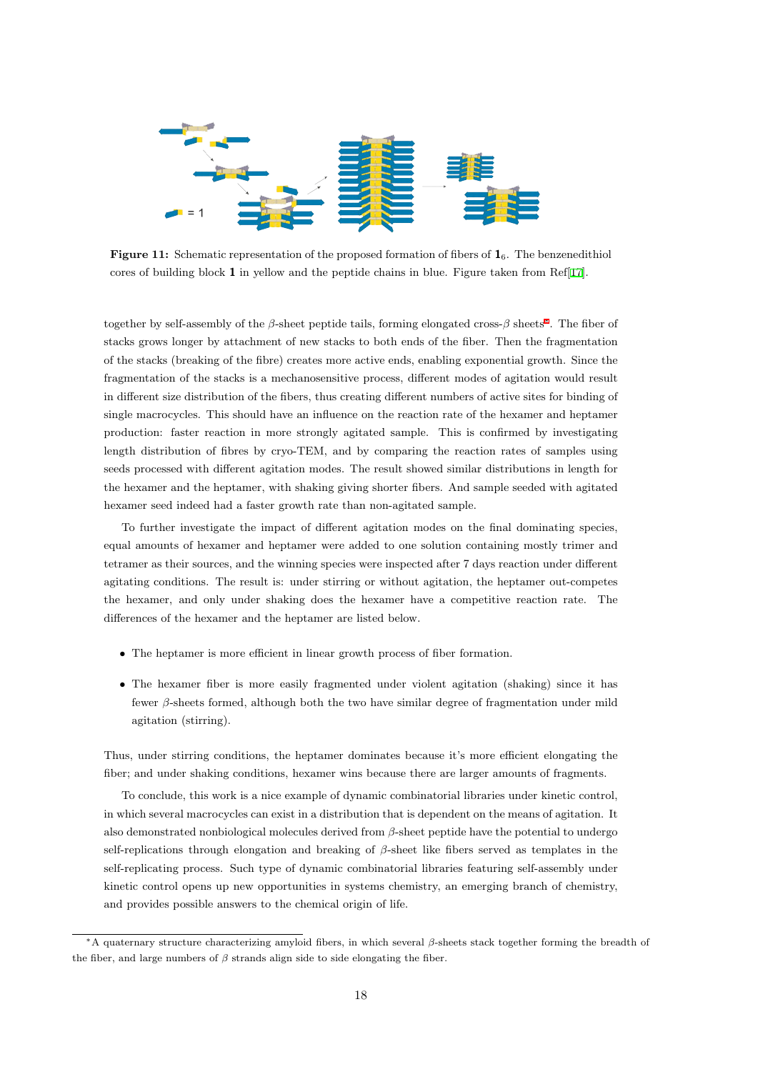**Figure 11:** Schematic representation of the proposed formation of fibers of $\mathbf{1}_6$. The benzenedithiol cores of building block **1** in yellow and the peptide chains in blue. Figure taken from Ref[17].

together by self-assembly of the $\beta$-sheet peptide tails, forming elongated cross-$\beta$ sheets*. The fiber of stacks grows longer by attachment of new stacks to both ends of the fiber. Then the fragmentation of the stacks (breaking of the fibre) creates more active ends, enabling exponential growth. Since the fragmentation of the stacks is a mechanosensitive process, different modes of agitation would result in different size distribution of the fibers, thus creating different numbers of active sites for binding of single macrocycles. This should have an influence on the reaction rate of the hexamer and heptamer production: faster reaction in more strongly agitated sample. This is confirmed by investigating length distribution of fibres by cryo-TEM, and by comparing the reaction rates of samples using seeds processed with different agitation modes. The result showed similar distributions in length for the hexamer and the heptamer, with shaking giving shorter fibers. And sample seeded with agitated hexamer seed indeed had a faster growth rate than non-agitated sample.

To further investigate the impact of different agitation modes on the final dominating species, equal amounts of hexamer and heptamer were added to one solution containing mostly trimer and tetramer as their sources, and the winning species were inspected after 7 days reaction under different agitating conditions. The result is: under stirring or without agitation, the heptamer out-competes the hexamer, and only under shaking does the hexamer have a competitive reaction rate. The differences of the hexamer and the heptamer are listed below.

- The heptamer is more efficient in linear growth process of fiber formation.
- The hexamer fiber is more easily fragmented under violent agitation (shaking) since it has fewer $\beta$-sheets formed, although both the two have similar degree of fragmentation under mild agitation (stirring).

Thus, under stirring conditions, the heptamer dominates because it's more efficient elongating the fiber; and under shaking conditions, hexamer wins because there are larger amounts of fragments.

To conclude, this work is a nice example of dynamic combinatorial libraries under kinetic control, in which several macrocycles can exist in a distribution that is dependent on the means of agitation. It also demonstrated nonbiological molecules derived from $\beta$-sheet peptide have the potential to undergo self-replications through elongation and breaking of $\beta$-sheet like fibers served as templates in the self-replicating process. Such type of dynamic combinatorial libraries featuring self-assembly under kinetic control opens up new opportunities in systems chemistry, an emerging branch of chemistry, and provides possible answers to the chemical origin of life.

*A quaternary structure characterizing amyloid fibers, in which several $\beta$-sheets stack together forming the breadth of the fiber, and large numbers of $\beta$ strands align side to side elongating the fiber.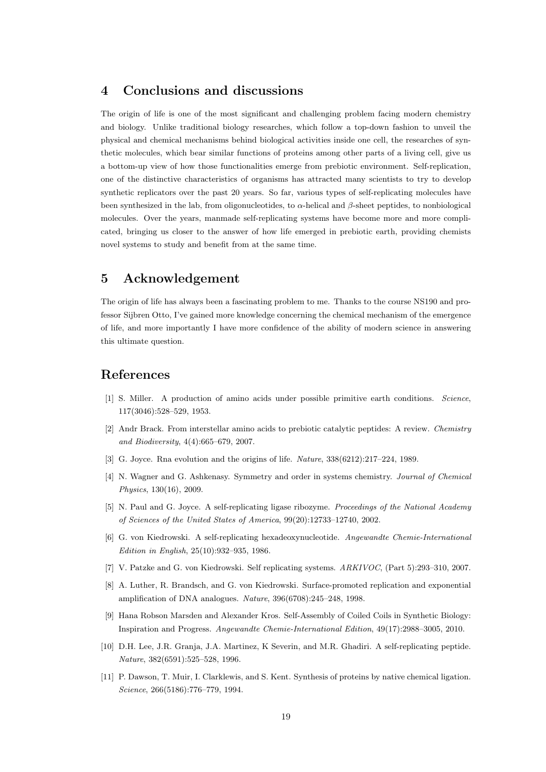## 4 Conclusions and discussions

The origin of life is one of the most significant and challenging problem facing modern chemistry and biology. Unlike traditional biology researches, which follow a top-down fashion to unveil the physical and chemical mechanisms behind biological activities inside one cell, the researches of synthetic molecules, which bear similar functions of proteins among other parts of a living cell, give us a bottom-up view of how those functionalities emerge from prebiotic environment. Self-replication, one of the distinctive characteristics of organisms has attracted many scientists to try to develop synthetic replicators over the past 20 years. So far, various types of self-replicating molecules have been synthesized in the lab, from oligonucleotides, to $\alpha$-helical and $\beta$-sheet peptides, to nonbiological molecules. Over the years, manmade self-replicating systems have become more and more complicated, bringing us closer to the answer of how life emerged in prebiotic earth, providing chemists novel systems to study and benefit from at the same time.

## 5 Acknowledgement

The origin of life has always been a fascinating problem to me. Thanks to the course NS190 and professor Sijbren Otto, I've gained more knowledge concerning the chemical mechanism of the emergence of life, and more importantly I have more confidence of the ability of modern science in answering this ultimate question.

## References

[1] S. Miller. A production of amino acids under possible primitive earth conditions. *Science*, 117(3046):528–529, 1953.

[2] Andr Brack. From interstellar amino acids to prebiotic catalytic peptides: A review. *Chemistry and Biodiversity*, 4(4):665–679, 2007.

[3] G. Joyce. Rna evolution and the origins of life. *Nature*, 338(6212):217–224, 1989.

[4] N. Wagner and G. Ashkenasy. Symmetry and order in systems chemistry. *Journal of Chemical Physics*, 130(16), 2009.

[5] N. Paul and G. Joyce. A self-replicating ligase ribozyme. *Proceedings of the National Academy of Sciences of the United States of America*, 99(20):12733–12740, 2002.

[6] G. von Kiedrowski. A self-replicating hexadeoxynucleotide. *Angewandte Chemie-International Edition in English*, 25(10):932–935, 1986.

[7] V. Patzke and G. von Kiedrowski. Self replicating systems. *ARKIVOC*, (Part 5):293–310, 2007.

[8] A. Luther, R. Brandsch, and G. von Kiedrowski. Surface-promoted replication and exponential amplification of DNA analogues. *Nature*, 396(6708):245–248, 1998.

[9] Hana Robson Marsden and Alexander Kros. Self-Assembly of Coiled Coils in Synthetic Biology: Inspiration and Progress. *Angewandte Chemie-International Edition*, 49(17):2988–3005, 2010.

[10] D.H. Lee, J.R. Granja, J.A. Martinez, K Severin, and M.R. Ghadiri. A self-replicating peptide. *Nature*, 382(6591):525–528, 1996.

[11] P. Dawson, T. Muir, I. Clarklewis, and S. Kent. Synthesis of proteins by native chemical ligation. *Science*, 266(5186):776–779, 1994.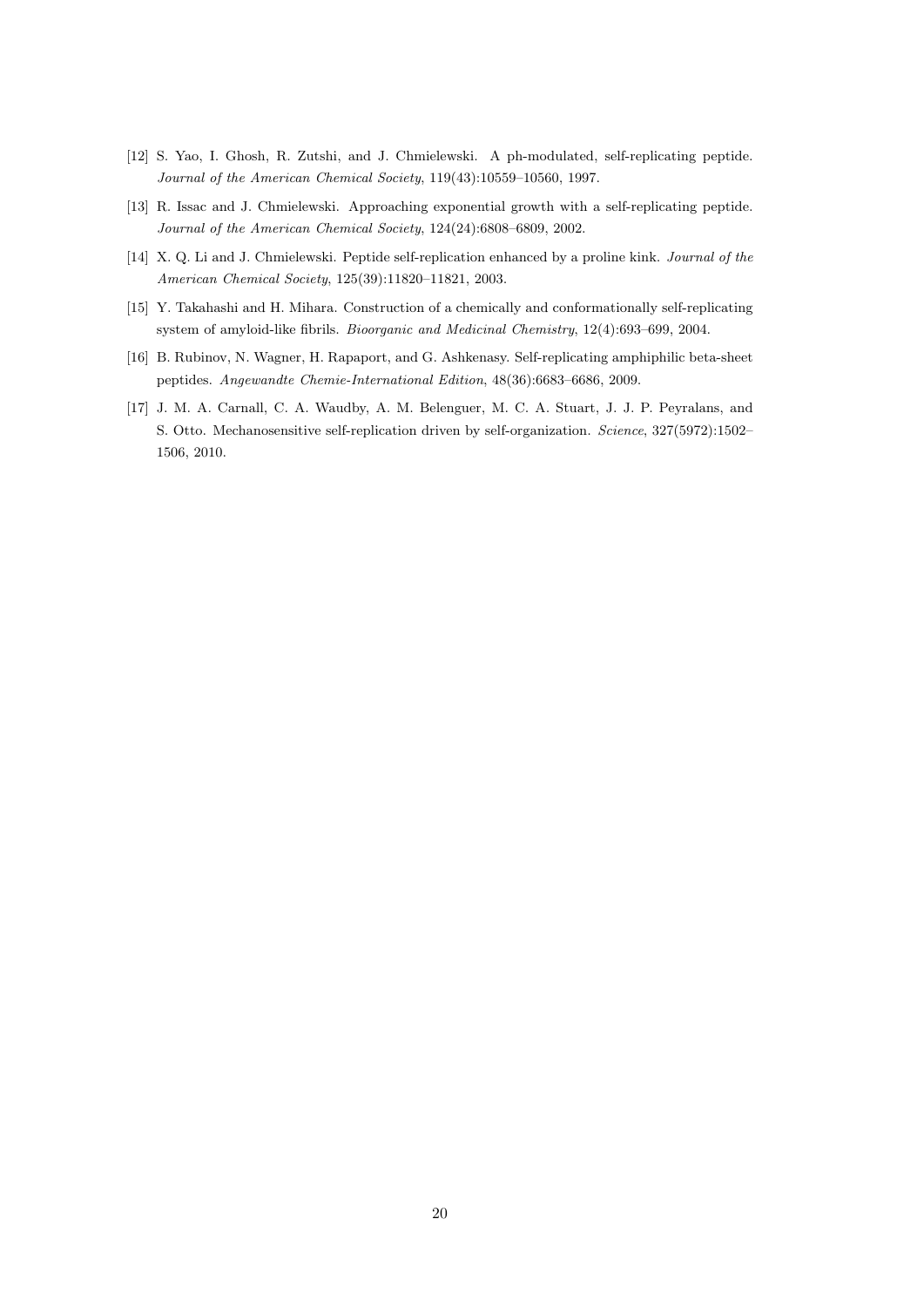[12] S. Yao, I. Ghosh, R. Zutshi, and J. Chmielewski. A ph-modulated, self-replicating peptide. *Journal of the American Chemical Society*, 119(43):10559–10560, 1997.

[13] R. Issac and J. Chmielewski. Approaching exponential growth with a self-replicating peptide. *Journal of the American Chemical Society*, 124(24):6808–6809, 2002.

[14] X. Q. Li and J. Chmielewski. Peptide self-replication enhanced by a proline kink. *Journal of the American Chemical Society*, 125(39):11820–11821, 2003.

[15] Y. Takahashi and H. Mihara. Construction of a chemically and conformationally self-replicating system of amyloid-like fibrils. *Bioorganic and Medicinal Chemistry*, 12(4):693–699, 2004.

[16] B. Rubinov, N. Wagner, H. Rapaport, and G. Ashkenasy. Self-replicating amphiphilic beta-sheet peptides. *Angewandte Chemie-International Edition*, 48(36):6683–6686, 2009.

[17] J. M. A. Carnall, C. A. Waudby, A. M. Belenguer, M. C. A. Stuart, J. J. P. Peyralans, and S. Otto. Mechanosensitive self-replication driven by self-organization. *Science*, 327(5972):1502–1506, 2010.